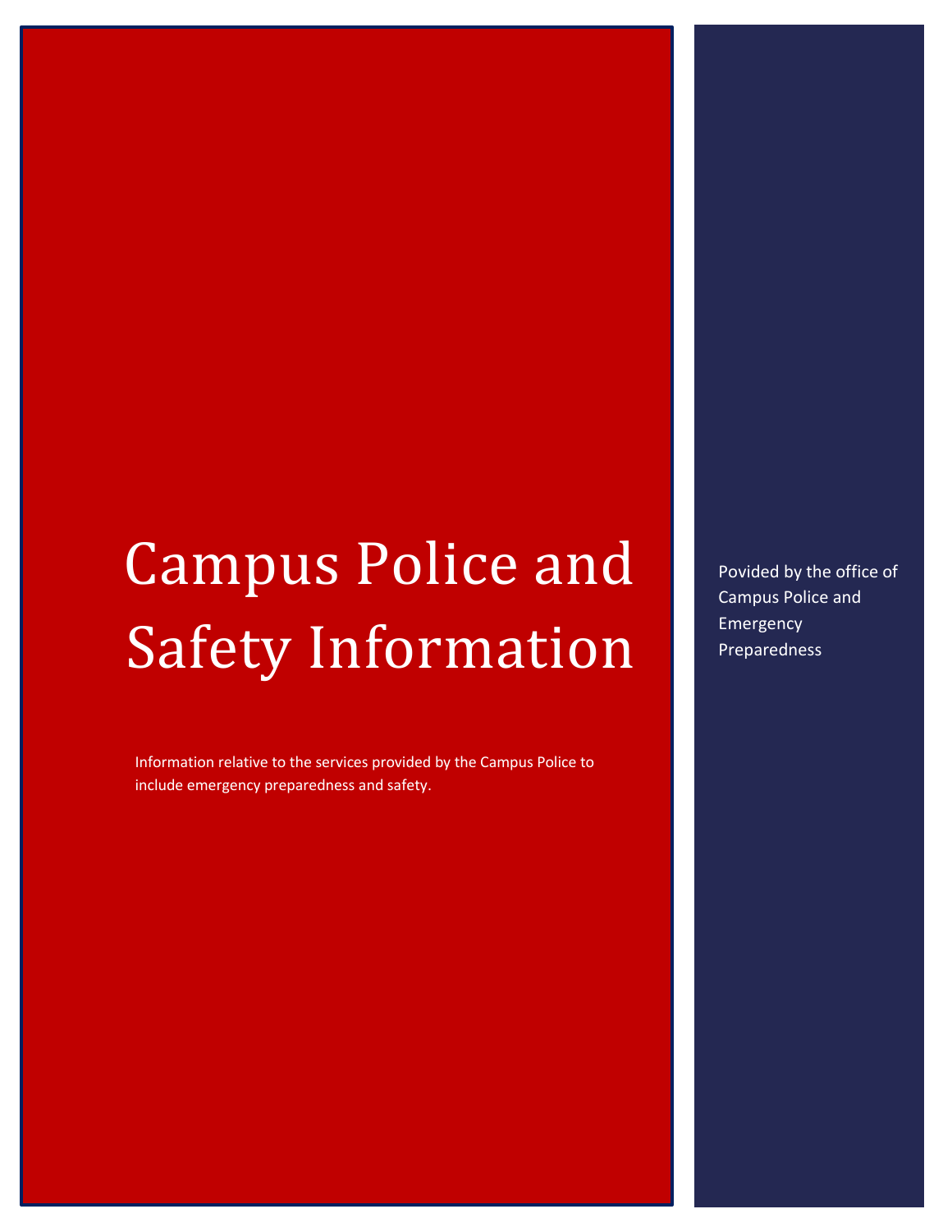# Campus Police and Safety Information

Information relative to the services provided by the Campus Police to include emergency preparedness and safety.

Povided by the office of Campus Police and Emergency Preparedness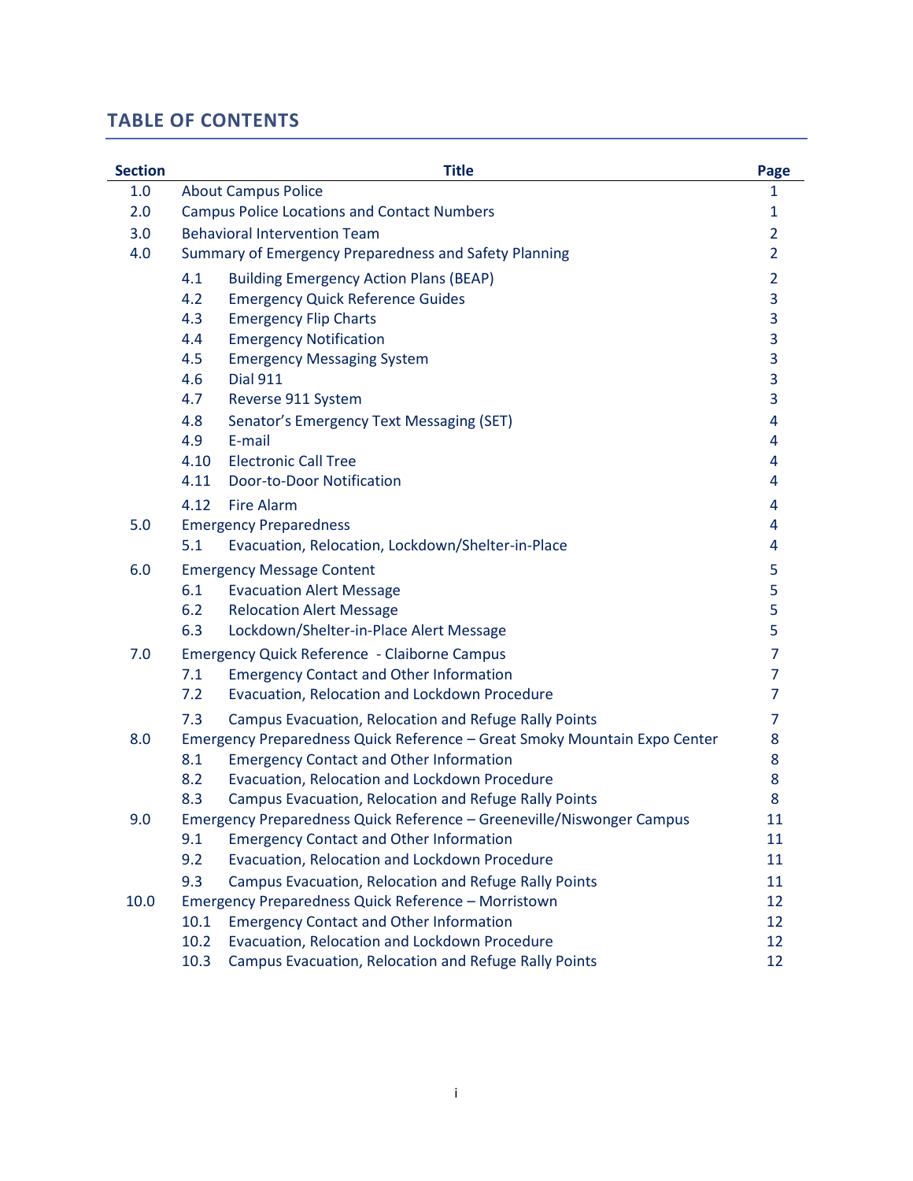## TABLE OF CONTENTS

| Section | Title | Page |
|---|---|---|
| 1.0 | About Campus Police | 1 |
| 2.0 | Campus Police Locations and Contact Numbers | 1 |
| 3.0 | Behavioral Intervention Team | 2 |
| 4.0 | Summary of Emergency Preparedness and Safety Planning | 2 |
| | 4.1 Building Emergency Action Plans (BEAP) | 2 |
| | 4.2 Emergency Quick Reference Guides | 3 |
| | 4.3 Emergency Flip Charts | 3 |
| | 4.4 Emergency Notification | 3 |
| | 4.5 Emergency Messaging System | 3 |
| | 4.6 Dial 911 | 3 |
| | 4.7 Reverse 911 System | 3 |
| | 4.8 Senator's Emergency Text Messaging (SET) | 4 |
| | 4.9 E-mail | 4 |
| | 4.10 Electronic Call Tree | 4 |
| | 4.11 Door-to-Door Notification | 4 |
| | 4.12 Fire Alarm | 4 |
| 5.0 | Emergency Preparedness | 4 |
| | 5.1 Evacuation, Relocation, Lockdown/Shelter-in-Place | 4 |
| 6.0 | Emergency Message Content | 5 |
| | 6.1 Evacuation Alert Message | 5 |
| | 6.2 Relocation Alert Message | 5 |
| | 6.3 Lockdown/Shelter-in-Place Alert Message | 5 |
| 7.0 | Emergency Quick Reference - Claiborne Campus | 7 |
| | 7.1 Emergency Contact and Other Information | 7 |
| | 7.2 Evacuation, Relocation and Lockdown Procedure | 7 |
| | 7.3 Campus Evacuation, Relocation and Refuge Rally Points | 7 |
| 8.0 | Emergency Preparedness Quick Reference – Great Smoky Mountain Expo Center | 8 |
| | 8.1 Emergency Contact and Other Information | 8 |
| | 8.2 Evacuation, Relocation and Lockdown Procedure | 8 |
| | 8.3 Campus Evacuation, Relocation and Refuge Rally Points | 8 |
| 9.0 | Emergency Preparedness Quick Reference – Greeneville/Niswonger Campus | 11 |
| | 9.1 Emergency Contact and Other Information | 11 |
| | 9.2 Evacuation, Relocation and Lockdown Procedure | 11 |
| | 9.3 Campus Evacuation, Relocation and Refuge Rally Points | 11 |
| 10.0 | Emergency Preparedness Quick Reference – Morristown | 12 |
| | 10.1 Emergency Contact and Other Information | 12 |
| | 10.2 Evacuation, Relocation and Lockdown Procedure | 12 |
| | 10.3 Campus Evacuation, Relocation and Refuge Rally Points | 12 |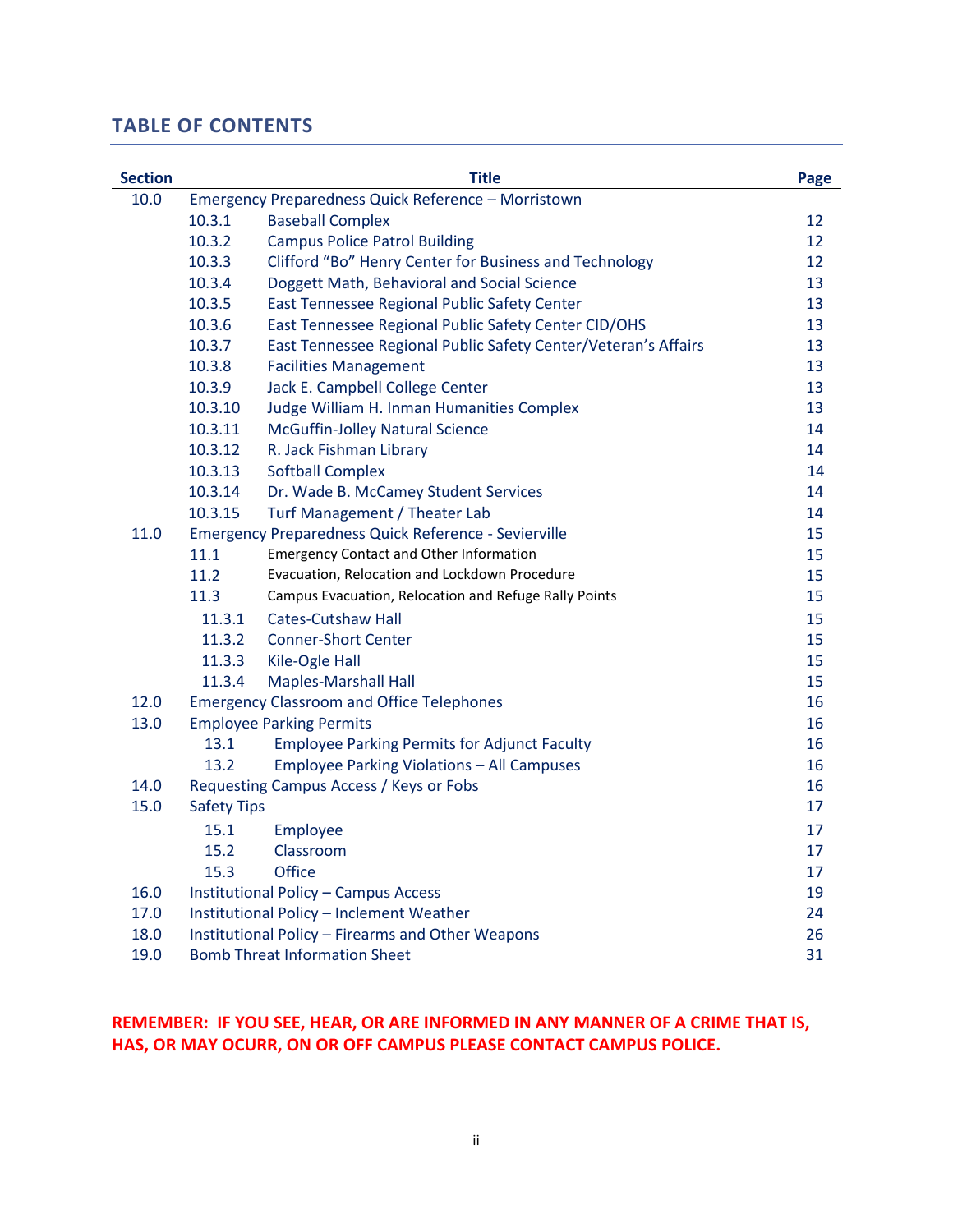## TABLE OF CONTENTS

| Section | | Title | Page |
|---|---|---|---|
| 10.0 | | Emergency Preparedness Quick Reference – Morristown | |
| | 10.3.1 | Baseball Complex | 12 |
| | 10.3.2 | Campus Police Patrol Building | 12 |
| | 10.3.3 | Clifford “Bo” Henry Center for Business and Technology | 12 |
| | 10.3.4 | Doggett Math, Behavioral and Social Science | 13 |
| | 10.3.5 | East Tennessee Regional Public Safety Center | 13 |
| | 10.3.6 | East Tennessee Regional Public Safety Center CID/OHS | 13 |
| | 10.3.7 | East Tennessee Regional Public Safety Center/Veteran’s Affairs | 13 |
| | 10.3.8 | Facilities Management | 13 |
| | 10.3.9 | Jack E. Campbell College Center | 13 |
| | 10.3.10 | Judge William H. Inman Humanities Complex | 13 |
| | 10.3.11 | McGuffin-Jolley Natural Science | 14 |
| | 10.3.12 | R. Jack Fishman Library | 14 |
| | 10.3.13 | Softball Complex | 14 |
| | 10.3.14 | Dr. Wade B. McCamey Student Services | 14 |
| | 10.3.15 | Turf Management / Theater Lab | 14 |
| 11.0 | | Emergency Preparedness Quick Reference - Sevierville | 15 |
| | 11.1 | Emergency Contact and Other Information | 15 |
| | 11.2 | Evacuation, Relocation and Lockdown Procedure | 15 |
| | 11.3 | Campus Evacuation, Relocation and Refuge Rally Points | 15 |
| | 11.3.1 | Cates-Cutshaw Hall | 15 |
| | 11.3.2 | Conner-Short Center | 15 |
| | 11.3.3 | Kile-Ogle Hall | 15 |
| | 11.3.4 | Maples-Marshall Hall | 15 |
| 12.0 | | Emergency Classroom and Office Telephones | 16 |
| 13.0 | | Employee Parking Permits | 16 |
| | 13.1 | Employee Parking Permits for Adjunct Faculty | 16 |
| | 13.2 | Employee Parking Violations – All Campuses | 16 |
| 14.0 | | Requesting Campus Access / Keys or Fobs | 16 |
| 15.0 | | Safety Tips | 17 |
| | 15.1 | Employee | 17 |
| | 15.2 | Classroom | 17 |
| | 15.3 | Office | 17 |
| 16.0 | | Institutional Policy – Campus Access | 19 |
| 17.0 | | Institutional Policy – Inclement Weather | 24 |
| 18.0 | | Institutional Policy – Firearms and Other Weapons | 26 |
| 19.0 | | Bomb Threat Information Sheet | 31 |

**REMEMBER: IF YOU SEE, HEAR, OR ARE INFORMED IN ANY MANNER OF A CRIME THAT IS, HAS, OR MAY OCURR, ON OR OFF CAMPUS PLEASE CONTACT CAMPUS POLICE.**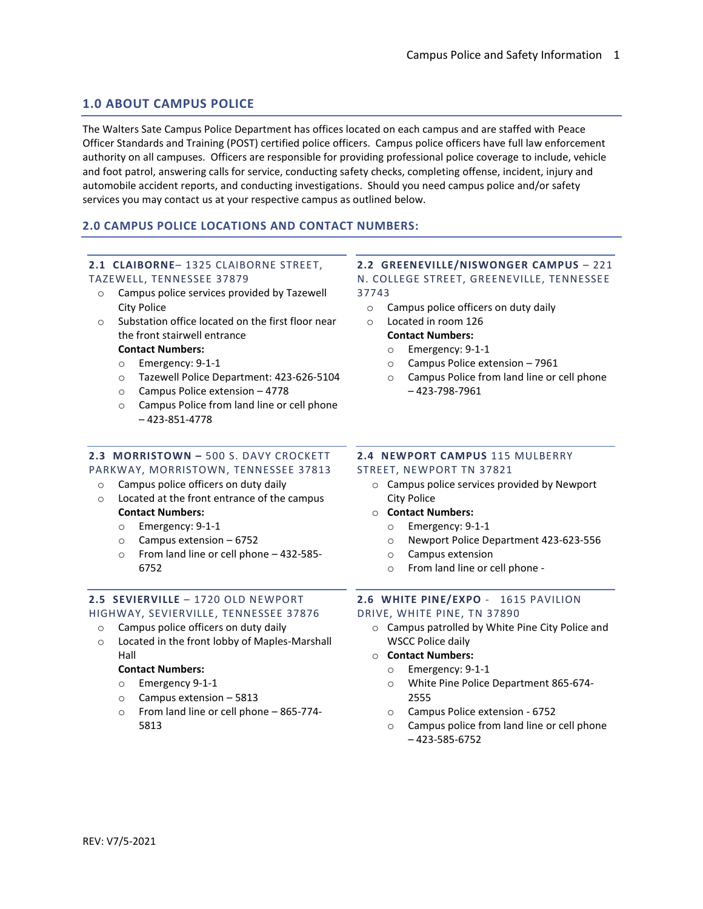## 1.0 ABOUT CAMPUS POLICE

The Walters Sate Campus Police Department has offices located on each campus and are staffed with Peace Officer Standards and Training (POST) certified police officers. Campus police officers have full law enforcement authority on all campuses. Officers are responsible for providing professional police coverage to include, vehicle and foot patrol, answering calls for service, conducting safety checks, completing offense, incident, injury and automobile accident reports, and conducting investigations. Should you need campus police and/or safety services you may contact us at your respective campus as outlined below.

## 2.0 CAMPUS POLICE LOCATIONS AND CONTACT NUMBERS:

### 2.1 CLAIBORNE– 1325 CLAIBORNE STREET, TAZEWELL, TENNESSEE 37879

- Campus police services provided by Tazewell City Police
- Substation office located on the first floor near the front stairwell entrance

  **Contact Numbers:**
  - Emergency: 9-1-1
  - Tazewell Police Department: 423-626-5104
  - Campus Police extension – 4778
  - Campus Police from land line or cell phone – 423-851-4778

### 2.2 GREENEVILLE/NISWONGER CAMPUS – 221 N. COLLEGE STREET, GREENEVILLE, TENNESSEE 37743

- Campus police officers on duty daily
- Located in room 126

  **Contact Numbers:**
  - Emergency: 9-1-1
  - Campus Police extension – 7961
  - Campus Police from land line or cell phone – 423-798-7961

### 2.3 MORRISTOWN – 500 S. DAVY CROCKETT PARKWAY, MORRISTOWN, TENNESSEE 37813

- Campus police officers on duty daily
- Located at the front entrance of the campus

  **Contact Numbers:**
  - Emergency: 9-1-1
  - Campus extension – 6752
  - From land line or cell phone – 432-585-6752

### 2.4 NEWPORT CAMPUS 115 MULBERRY STREET, NEWPORT TN 37821

- Campus police services provided by Newport City Police
- **Contact Numbers:**
  - Emergency: 9-1-1
  - Newport Police Department 423-623-556
  - Campus extension
  - From land line or cell phone -

### 2.5 SEVIERVILLE – 1720 OLD NEWPORT HIGHWAY, SEVIERVILLE, TENNESSEE 37876

- Campus police officers on duty daily
- Located in the front lobby of Maples-Marshall Hall

  **Contact Numbers:**
  - Emergency 9-1-1
  - Campus extension – 5813
  - From land line or cell phone – 865-774-5813

### 2.6 WHITE PINE/EXPO - 1615 PAVILION DRIVE, WHITE PINE, TN 37890

- Campus patrolled by White Pine City Police and WSCC Police daily
- **Contact Numbers:**
  - Emergency: 9-1-1
  - White Pine Police Department 865-674-2555
  - Campus Police extension - 6752
  - Campus police from land line or cell phone – 423-585-6752

REV: V7/5-2021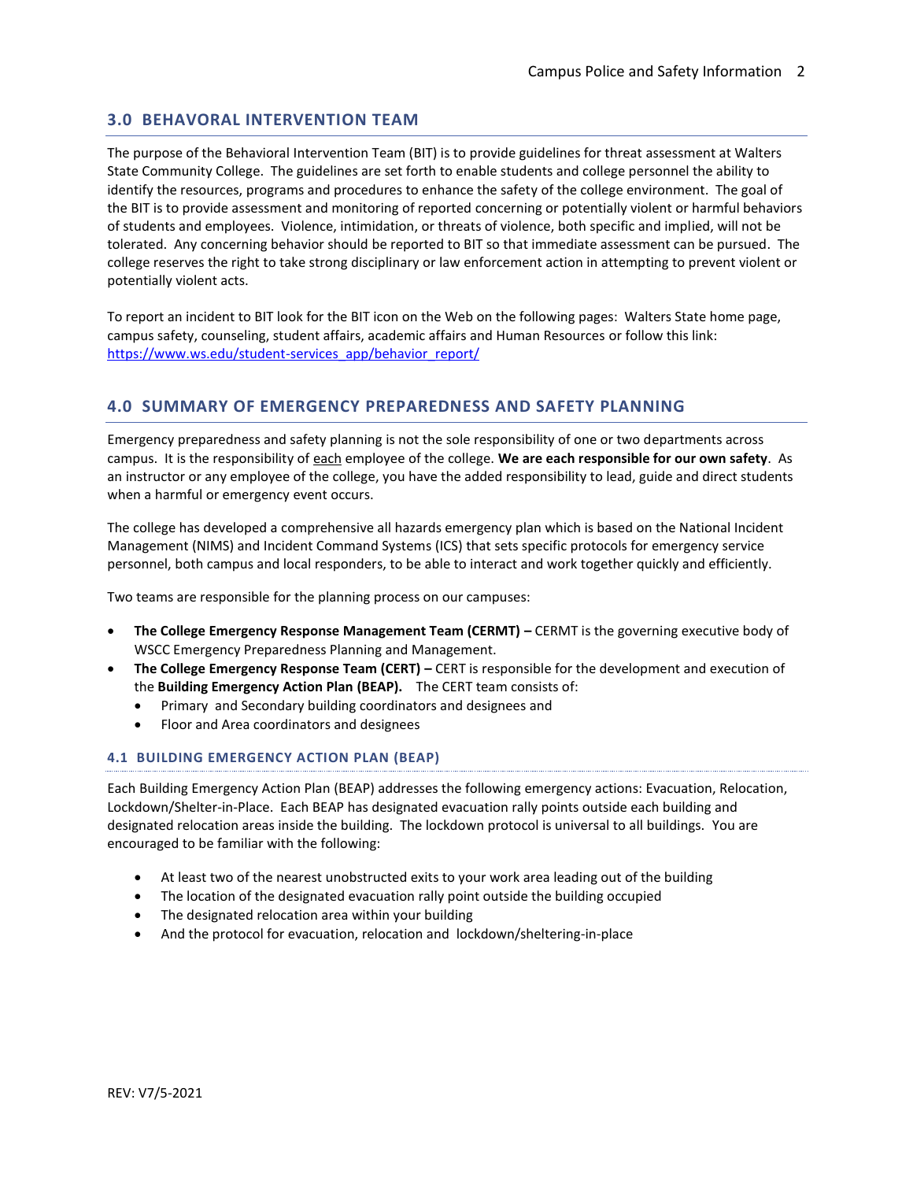## 3.0 BEHAVORAL INTERVENTION TEAM

The purpose of the Behavioral Intervention Team (BIT) is to provide guidelines for threat assessment at Walters State Community College. The guidelines are set forth to enable students and college personnel the ability to identify the resources, programs and procedures to enhance the safety of the college environment. The goal of the BIT is to provide assessment and monitoring of reported concerning or potentially violent or harmful behaviors of students and employees. Violence, intimidation, or threats of violence, both specific and implied, will not be tolerated. Any concerning behavior should be reported to BIT so that immediate assessment can be pursued. The college reserves the right to take strong disciplinary or law enforcement action in attempting to prevent violent or potentially violent acts.

To report an incident to BIT look for the BIT icon on the Web on the following pages: Walters State home page, campus safety, counseling, student affairs, academic affairs and Human Resources or follow this link: https://www.ws.edu/student-services_app/behavior_report/

## 4.0 SUMMARY OF EMERGENCY PREPAREDNESS AND SAFETY PLANNING

Emergency preparedness and safety planning is not the sole responsibility of one or two departments across campus. It is the responsibility of each employee of the college. **We are each responsible for our own safety**. As an instructor or any employee of the college, you have the added responsibility to lead, guide and direct students when a harmful or emergency event occurs.

The college has developed a comprehensive all hazards emergency plan which is based on the National Incident Management (NIMS) and Incident Command Systems (ICS) that sets specific protocols for emergency service personnel, both campus and local responders, to be able to interact and work together quickly and efficiently.

Two teams are responsible for the planning process on our campuses:

- **The College Emergency Response Management Team (CERMT) –** CERMT is the governing executive body of WSCC Emergency Preparedness Planning and Management.
- **The College Emergency Response Team (CERT) –** CERT is responsible for the development and execution of the **Building Emergency Action Plan (BEAP).** The CERT team consists of:
  - Primary and Secondary building coordinators and designees and
  - Floor and Area coordinators and designees

### 4.1 BUILDING EMERGENCY ACTION PLAN (BEAP)

Each Building Emergency Action Plan (BEAP) addresses the following emergency actions: Evacuation, Relocation, Lockdown/Shelter-in-Place. Each BEAP has designated evacuation rally points outside each building and designated relocation areas inside the building. The lockdown protocol is universal to all buildings. You are encouraged to be familiar with the following:

- At least two of the nearest unobstructed exits to your work area leading out of the building
- The location of the designated evacuation rally point outside the building occupied
- The designated relocation area within your building
- And the protocol for evacuation, relocation and lockdown/sheltering-in-place

REV: V7/5-2021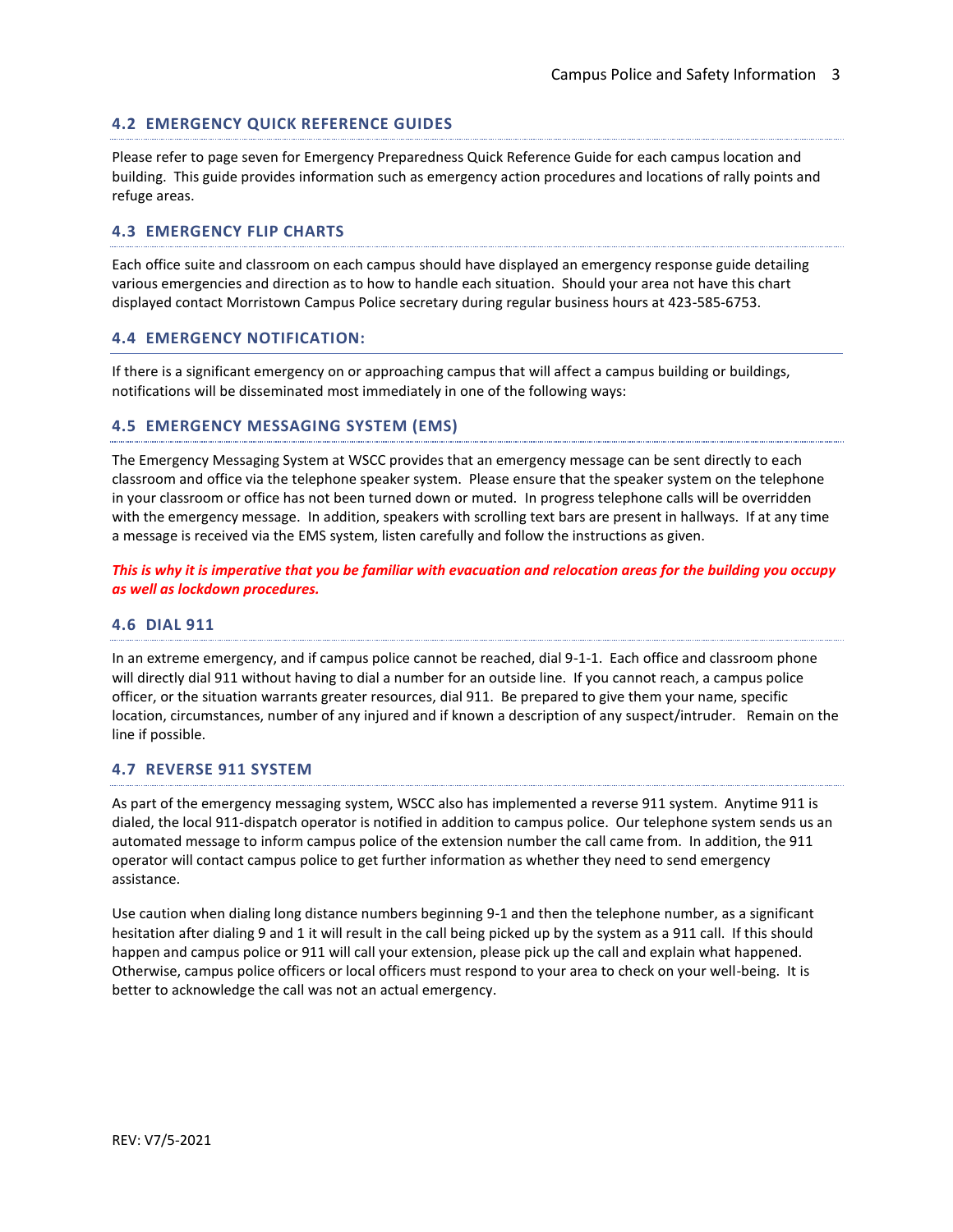## 4.2 EMERGENCY QUICK REFERENCE GUIDES

Please refer to page seven for Emergency Preparedness Quick Reference Guide for each campus location and building. This guide provides information such as emergency action procedures and locations of rally points and refuge areas.

## 4.3 EMERGENCY FLIP CHARTS

Each office suite and classroom on each campus should have displayed an emergency response guide detailing various emergencies and direction as to how to handle each situation. Should your area not have this chart displayed contact Morristown Campus Police secretary during regular business hours at 423-585-6753.

## 4.4 EMERGENCY NOTIFICATION:

If there is a significant emergency on or approaching campus that will affect a campus building or buildings, notifications will be disseminated most immediately in one of the following ways:

## 4.5 EMERGENCY MESSAGING SYSTEM (EMS)

The Emergency Messaging System at WSCC provides that an emergency message can be sent directly to each classroom and office via the telephone speaker system. Please ensure that the speaker system on the telephone in your classroom or office has not been turned down or muted. In progress telephone calls will be overridden with the emergency message. In addition, speakers with scrolling text bars are present in hallways. If at any time a message is received via the EMS system, listen carefully and follow the instructions as given.

***This is why it is imperative that you be familiar with evacuation and relocation areas for the building you occupy as well as lockdown procedures.***

## 4.6 DIAL 911

In an extreme emergency, and if campus police cannot be reached, dial 9-1-1. Each office and classroom phone will directly dial 911 without having to dial a number for an outside line. If you cannot reach, a campus police officer, or the situation warrants greater resources, dial 911. Be prepared to give them your name, specific location, circumstances, number of any injured and if known a description of any suspect/intruder. Remain on the line if possible.

## 4.7 REVERSE 911 SYSTEM

As part of the emergency messaging system, WSCC also has implemented a reverse 911 system. Anytime 911 is dialed, the local 911-dispatch operator is notified in addition to campus police. Our telephone system sends us an automated message to inform campus police of the extension number the call came from. In addition, the 911 operator will contact campus police to get further information as whether they need to send emergency assistance.

Use caution when dialing long distance numbers beginning 9-1 and then the telephone number, as a significant hesitation after dialing 9 and 1 it will result in the call being picked up by the system as a 911 call. If this should happen and campus police or 911 will call your extension, please pick up the call and explain what happened. Otherwise, campus police officers or local officers must respond to your area to check on your well-being. It is better to acknowledge the call was not an actual emergency.

REV: V7/5-2021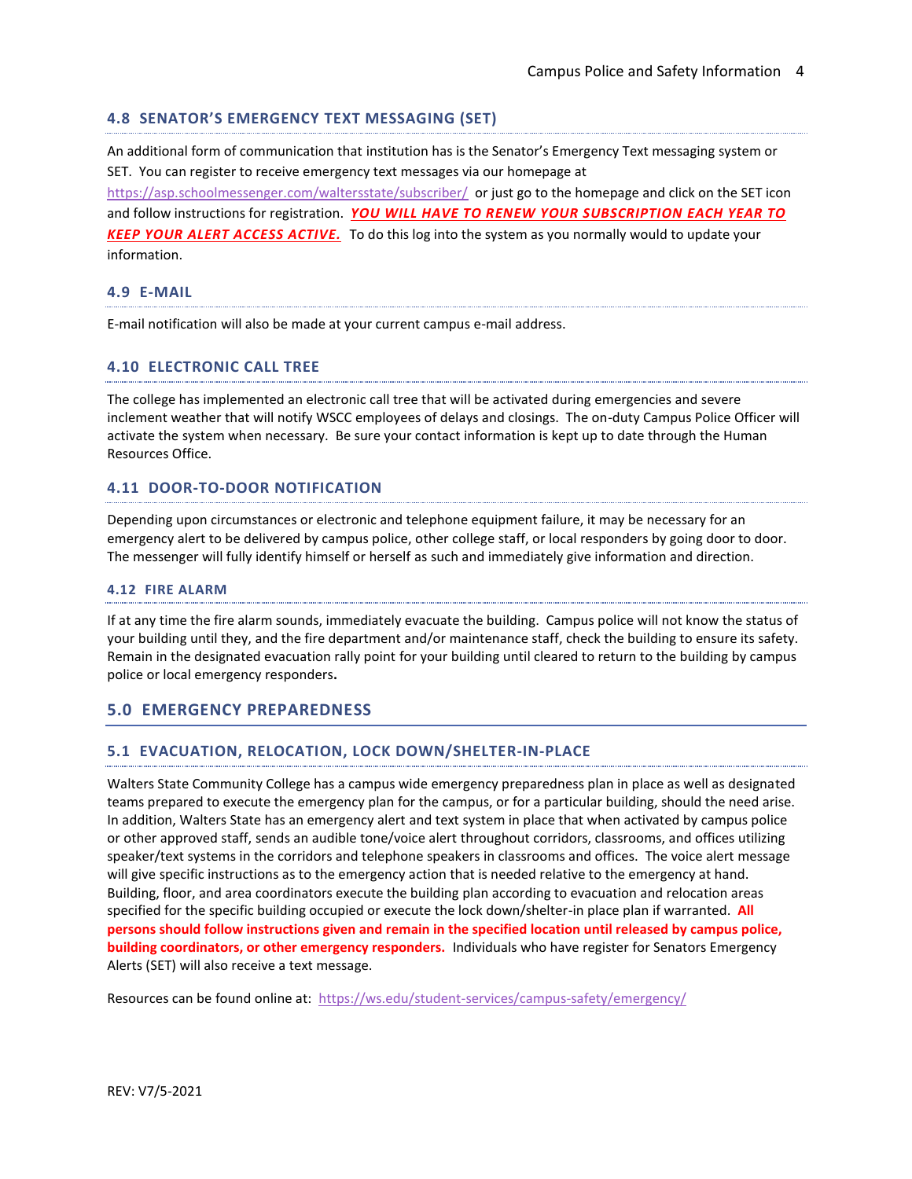### 4.8 SENATOR'S EMERGENCY TEXT MESSAGING (SET)

An additional form of communication that institution has is the Senator's Emergency Text messaging system or SET. You can register to receive emergency text messages via our homepage at https://asp.schoolmessenger.com/waltersstate/subscriber/ or just go to the homepage and click on the SET icon and follow instructions for registration. ***YOU WILL HAVE TO RENEW YOUR SUBSCRIPTION EACH YEAR TO KEEP YOUR ALERT ACCESS ACTIVE.*** To do this log into the system as you normally would to update your information.

### 4.9 E-MAIL

E-mail notification will also be made at your current campus e-mail address.

### 4.10 ELECTRONIC CALL TREE

The college has implemented an electronic call tree that will be activated during emergencies and severe inclement weather that will notify WSCC employees of delays and closings. The on-duty Campus Police Officer will activate the system when necessary. Be sure your contact information is kept up to date through the Human Resources Office.

### 4.11 DOOR-TO-DOOR NOTIFICATION

Depending upon circumstances or electronic and telephone equipment failure, it may be necessary for an emergency alert to be delivered by campus police, other college staff, or local responders by going door to door. The messenger will fully identify himself or herself as such and immediately give information and direction.

### 4.12 FIRE ALARM

If at any time the fire alarm sounds, immediately evacuate the building. Campus police will not know the status of your building until they, and the fire department and/or maintenance staff, check the building to ensure its safety. Remain in the designated evacuation rally point for your building until cleared to return to the building by campus police or local emergency responders.

## 5.0 EMERGENCY PREPAREDNESS

### 5.1 EVACUATION, RELOCATION, LOCK DOWN/SHELTER-IN-PLACE

Walters State Community College has a campus wide emergency preparedness plan in place as well as designated teams prepared to execute the emergency plan for the campus, or for a particular building, should the need arise. In addition, Walters State has an emergency alert and text system in place that when activated by campus police or other approved staff, sends an audible tone/voice alert throughout corridors, classrooms, and offices utilizing speaker/text systems in the corridors and telephone speakers in classrooms and offices. The voice alert message will give specific instructions as to the emergency action that is needed relative to the emergency at hand. Building, floor, and area coordinators execute the building plan according to evacuation and relocation areas specified for the specific building occupied or execute the lock down/shelter-in place plan if warranted. **All persons should follow instructions given and remain in the specified location until released by campus police, building coordinators, or other emergency responders.** Individuals who have register for Senators Emergency Alerts (SET) will also receive a text message.

Resources can be found online at: https://ws.edu/student-services/campus-safety/emergency/

REV: V7/5-2021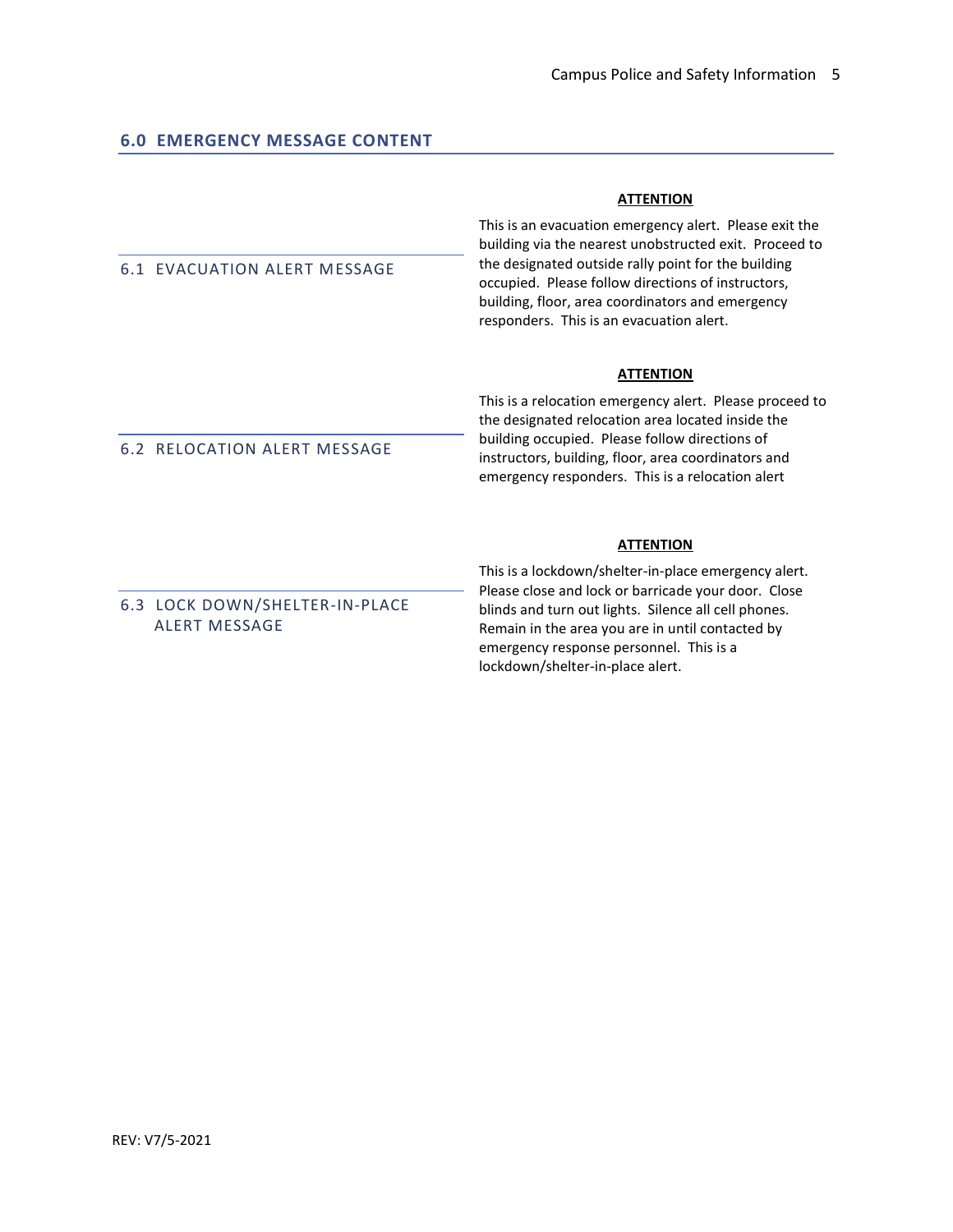## 6.0 EMERGENCY MESSAGE CONTENT

### 6.1 EVACUATION ALERT MESSAGE

**ATTENTION**

This is an evacuation emergency alert. Please exit the building via the nearest unobstructed exit. Proceed to the designated outside rally point for the building occupied. Please follow directions of instructors, building, floor, area coordinators and emergency responders. This is an evacuation alert.

### 6.2 RELOCATION ALERT MESSAGE

**ATTENTION**

This is a relocation emergency alert. Please proceed to the designated relocation area located inside the building occupied. Please follow directions of instructors, building, floor, area coordinators and emergency responders. This is a relocation alert

### 6.3 LOCK DOWN/SHELTER-IN-PLACE ALERT MESSAGE

**ATTENTION**

This is a lockdown/shelter-in-place emergency alert. Please close and lock or barricade your door. Close blinds and turn out lights. Silence all cell phones. Remain in the area you are in until contacted by emergency response personnel. This is a lockdown/shelter-in-place alert.

REV: V7/5-2021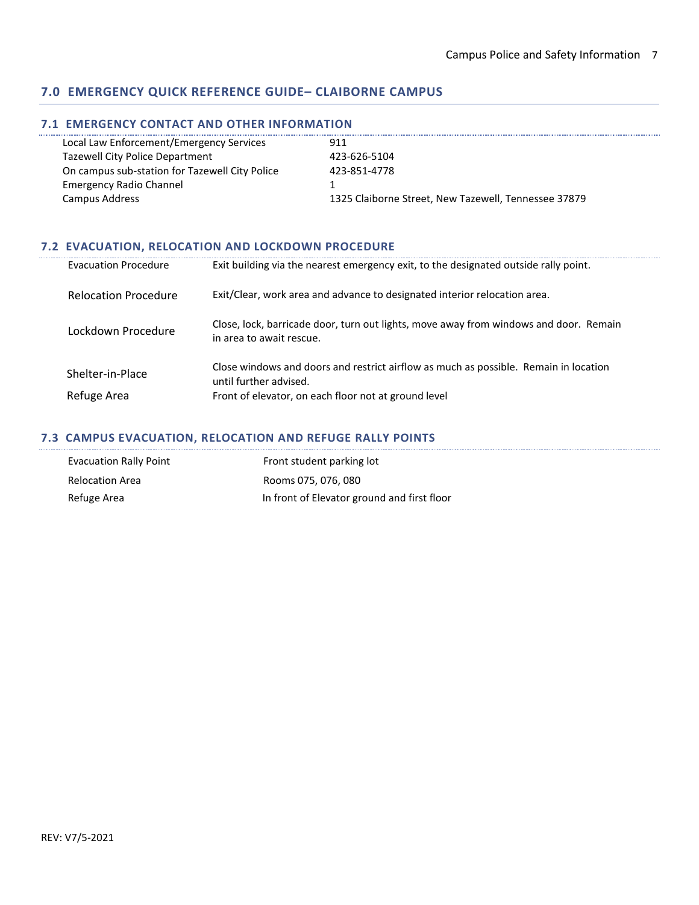## 7.0 EMERGENCY QUICK REFERENCE GUIDE– CLAIBORNE CAMPUS

### 7.1 EMERGENCY CONTACT AND OTHER INFORMATION

| | |
|---|---|
| Local Law Enforcement/Emergency Services | 911 |
| Tazewell City Police Department | 423-626-5104 |
| On campus sub-station for Tazewell City Police | 423-851-4778 |
| Emergency Radio Channel | 1 |
| Campus Address | 1325 Claiborne Street, New Tazewell, Tennessee 37879 |

### 7.2 EVACUATION, RELOCATION AND LOCKDOWN PROCEDURE

| | |
|---|---|
| Evacuation Procedure | Exit building via the nearest emergency exit, to the designated outside rally point. |
| Relocation Procedure | Exit/Clear, work area and advance to designated interior relocation area. |
| Lockdown Procedure | Close, lock, barricade door, turn out lights, move away from windows and door. Remain in area to await rescue. |
| Shelter-in-Place | Close windows and doors and restrict airflow as much as possible. Remain in location until further advised. |
| Refuge Area | Front of elevator, on each floor not at ground level |

### 7.3 CAMPUS EVACUATION, RELOCATION AND REFUGE RALLY POINTS

| | |
|---|---|
| Evacuation Rally Point | Front student parking lot |
| Relocation Area | Rooms 075, 076, 080 |
| Refuge Area | In front of Elevator ground and first floor |

REV: V7/5-2021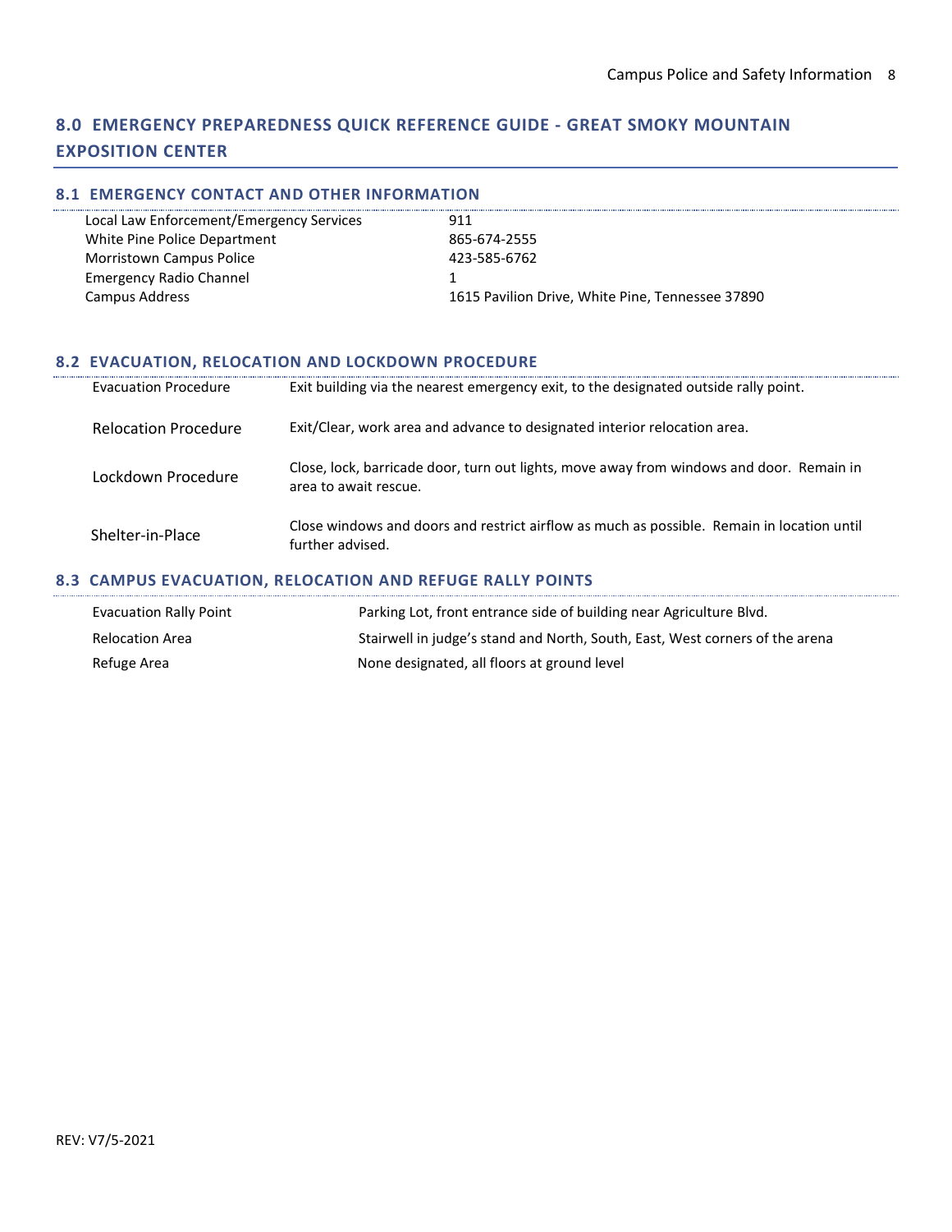## 8.0 EMERGENCY PREPAREDNESS QUICK REFERENCE GUIDE - GREAT SMOKY MOUNTAIN EXPOSITION CENTER

### 8.1 EMERGENCY CONTACT AND OTHER INFORMATION

| | |
|---|---|
| Local Law Enforcement/Emergency Services | 911 |
| White Pine Police Department | 865-674-2555 |
| Morristown Campus Police | 423-585-6762 |
| Emergency Radio Channel | 1 |
| Campus Address | 1615 Pavilion Drive, White Pine, Tennessee 37890 |

### 8.2 EVACUATION, RELOCATION AND LOCKDOWN PROCEDURE

| | |
|---|---|
| Evacuation Procedure | Exit building via the nearest emergency exit, to the designated outside rally point. |
| Relocation Procedure | Exit/Clear, work area and advance to designated interior relocation area. |
| Lockdown Procedure | Close, lock, barricade door, turn out lights, move away from windows and door. Remain in area to await rescue. |
| Shelter-in-Place | Close windows and doors and restrict airflow as much as possible. Remain in location until further advised. |

### 8.3 CAMPUS EVACUATION, RELOCATION AND REFUGE RALLY POINTS

| | |
|---|---|
| Evacuation Rally Point | Parking Lot, front entrance side of building near Agriculture Blvd. |
| Relocation Area | Stairwell in judge's stand and North, South, East, West corners of the arena |
| Refuge Area | None designated, all floors at ground level |

REV: V7/5-2021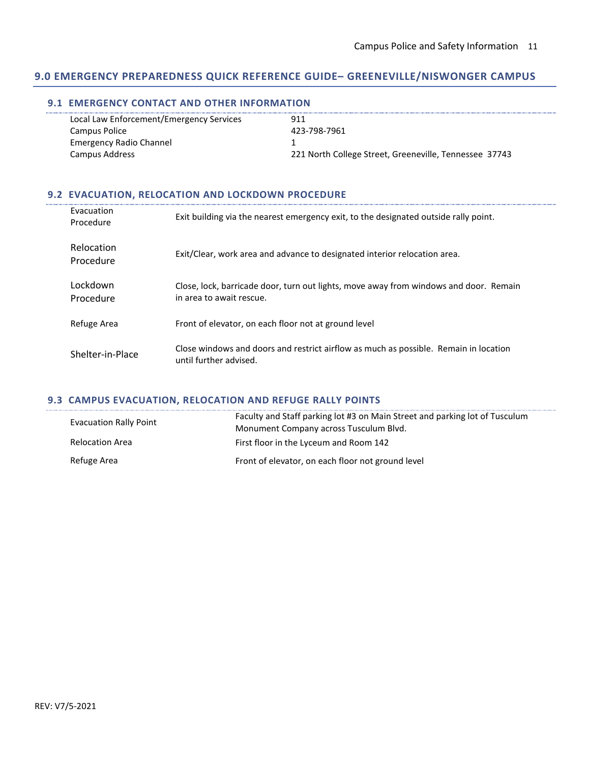## 9.0 EMERGENCY PREPAREDNESS QUICK REFERENCE GUIDE– GREENEVILLE/NISWONGER CAMPUS

### 9.1 EMERGENCY CONTACT AND OTHER INFORMATION

| | |
|---|---|
| Local Law Enforcement/Emergency Services | 911 |
| Campus Police | 423-798-7961 |
| Emergency Radio Channel | 1 |
| Campus Address | 221 North College Street, Greeneville, Tennessee 37743 |

### 9.2 EVACUATION, RELOCATION AND LOCKDOWN PROCEDURE

| | |
|---|---|
| Evacuation Procedure | Exit building via the nearest emergency exit, to the designated outside rally point. |
| Relocation Procedure | Exit/Clear, work area and advance to designated interior relocation area. |
| Lockdown Procedure | Close, lock, barricade door, turn out lights, move away from windows and door. Remain in area to await rescue. |
| Refuge Area | Front of elevator, on each floor not at ground level |
| Shelter-in-Place | Close windows and doors and restrict airflow as much as possible. Remain in location until further advised. |

### 9.3 CAMPUS EVACUATION, RELOCATION AND REFUGE RALLY POINTS

| | |
|---|---|
| Evacuation Rally Point | Faculty and Staff parking lot #3 on Main Street and parking lot of Tusculum Monument Company across Tusculum Blvd. |
| Relocation Area | First floor in the Lyceum and Room 142 |
| Refuge Area | Front of elevator, on each floor not ground level |

REV: V7/5-2021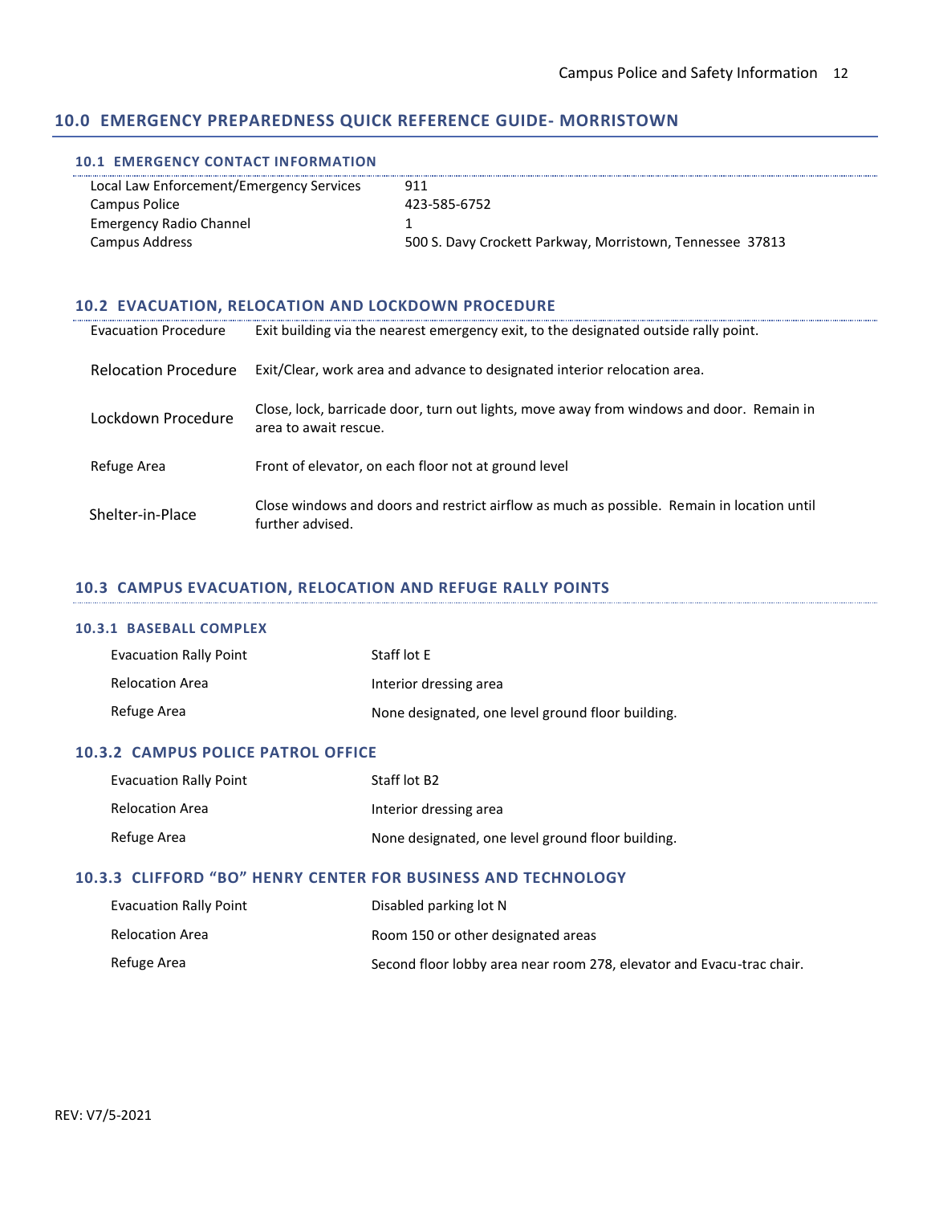## 10.0 EMERGENCY PREPAREDNESS QUICK REFERENCE GUIDE- MORRISTOWN

### 10.1 EMERGENCY CONTACT INFORMATION

| | |
|---|---|
| Local Law Enforcement/Emergency Services | 911 |
| Campus Police | 423-585-6752 |
| Emergency Radio Channel | 1 |
| Campus Address | 500 S. Davy Crockett Parkway, Morristown, Tennessee 37813 |

### 10.2 EVACUATION, RELOCATION AND LOCKDOWN PROCEDURE

| | |
|---|---|
| Evacuation Procedure | Exit building via the nearest emergency exit, to the designated outside rally point. |
| Relocation Procedure | Exit/Clear, work area and advance to designated interior relocation area. |
| Lockdown Procedure | Close, lock, barricade door, turn out lights, move away from windows and door. Remain in area to await rescue. |
| Refuge Area | Front of elevator, on each floor not at ground level |
| Shelter-in-Place | Close windows and doors and restrict airflow as much as possible. Remain in location until further advised. |

### 10.3 CAMPUS EVACUATION, RELOCATION AND REFUGE RALLY POINTS

#### 10.3.1 BASEBALL COMPLEX

| | |
|---|---|
| Evacuation Rally Point | Staff lot E |
| Relocation Area | Interior dressing area |
| Refuge Area | None designated, one level ground floor building. |

#### 10.3.2 CAMPUS POLICE PATROL OFFICE

| | |
|---|---|
| Evacuation Rally Point | Staff lot B2 |
| Relocation Area | Interior dressing area |
| Refuge Area | None designated, one level ground floor building. |

#### 10.3.3 CLIFFORD "BO" HENRY CENTER FOR BUSINESS AND TECHNOLOGY

| | |
|---|---|
| Evacuation Rally Point | Disabled parking lot N |
| Relocation Area | Room 150 or other designated areas |
| Refuge Area | Second floor lobby area near room 278, elevator and Evacu-trac chair. |

REV: V7/5-2021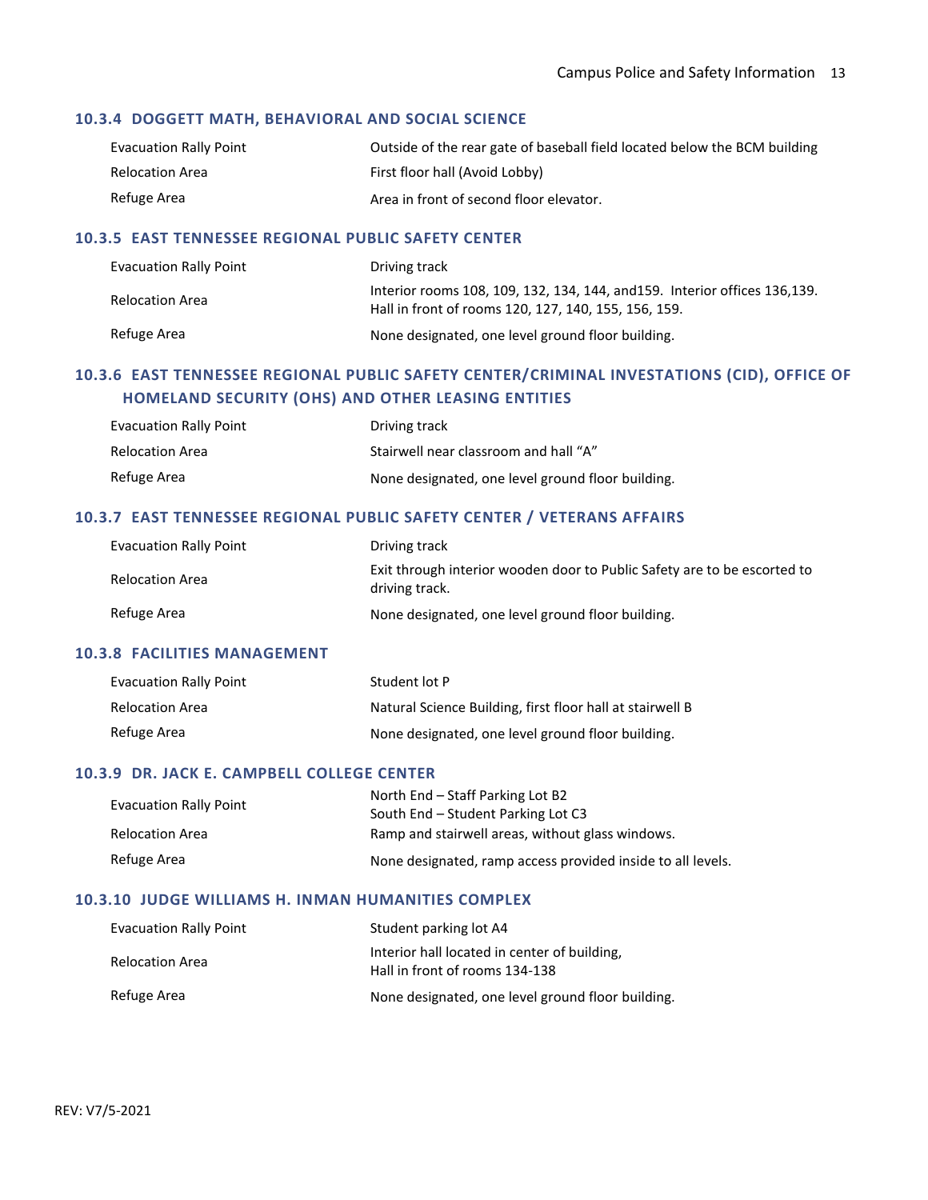### 10.3.4 DOGGETT MATH, BEHAVIORAL AND SOCIAL SCIENCE

| | |
|---|---|
| Evacuation Rally Point | Outside of the rear gate of baseball field located below the BCM building |
| Relocation Area | First floor hall (Avoid Lobby) |
| Refuge Area | Area in front of second floor elevator. |

### 10.3.5 EAST TENNESSEE REGIONAL PUBLIC SAFETY CENTER

| | |
|---|---|
| Evacuation Rally Point | Driving track |
| Relocation Area | Interior rooms 108, 109, 132, 134, 144, and159. Interior offices 136,139. Hall in front of rooms 120, 127, 140, 155, 156, 159. |
| Refuge Area | None designated, one level ground floor building. |

### 10.3.6 EAST TENNESSEE REGIONAL PUBLIC SAFETY CENTER/CRIMINAL INVESTATIONS (CID), OFFICE OF HOMELAND SECURITY (OHS) AND OTHER LEASING ENTITIES

| | |
|---|---|
| Evacuation Rally Point | Driving track |
| Relocation Area | Stairwell near classroom and hall "A" |
| Refuge Area | None designated, one level ground floor building. |

### 10.3.7 EAST TENNESSEE REGIONAL PUBLIC SAFETY CENTER / VETERANS AFFAIRS

| | |
|---|---|
| Evacuation Rally Point | Driving track |
| Relocation Area | Exit through interior wooden door to Public Safety are to be escorted to driving track. |
| Refuge Area | None designated, one level ground floor building. |

### 10.3.8 FACILITIES MANAGEMENT

| | |
|---|---|
| Evacuation Rally Point | Student lot P |
| Relocation Area | Natural Science Building, first floor hall at stairwell B |
| Refuge Area | None designated, one level ground floor building. |

### 10.3.9 DR. JACK E. CAMPBELL COLLEGE CENTER

| | |
|---|---|
| Evacuation Rally Point | North End – Staff Parking Lot B2<br>South End – Student Parking Lot C3 |
| Relocation Area | Ramp and stairwell areas, without glass windows. |
| Refuge Area | None designated, ramp access provided inside to all levels. |

### 10.3.10 JUDGE WILLIAMS H. INMAN HUMANITIES COMPLEX

| | |
|---|---|
| Evacuation Rally Point | Student parking lot A4 |
| Relocation Area | Interior hall located in center of building,<br>Hall in front of rooms 134-138 |
| Refuge Area | None designated, one level ground floor building. |

REV: V7/5-2021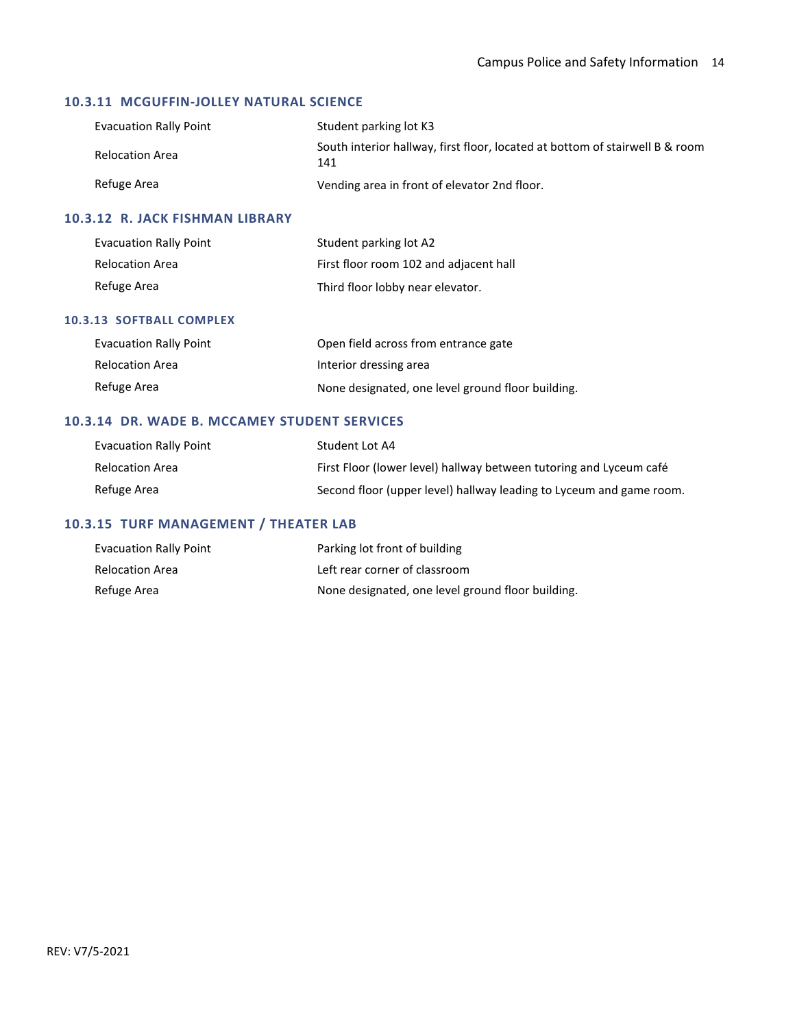### 10.3.11 MCGUFFIN-JOLLEY NATURAL SCIENCE

| | |
|---|---|
| Evacuation Rally Point | Student parking lot K3 |
| Relocation Area | South interior hallway, first floor, located at bottom of stairwell B & room 141 |
| Refuge Area | Vending area in front of elevator 2nd floor. |

### 10.3.12 R. JACK FISHMAN LIBRARY

| | |
|---|---|
| Evacuation Rally Point | Student parking lot A2 |
| Relocation Area | First floor room 102 and adjacent hall |
| Refuge Area | Third floor lobby near elevator. |

### 10.3.13 SOFTBALL COMPLEX

| | |
|---|---|
| Evacuation Rally Point | Open field across from entrance gate |
| Relocation Area | Interior dressing area |
| Refuge Area | None designated, one level ground floor building. |

### 10.3.14 DR. WADE B. MCCAMEY STUDENT SERVICES

| | |
|---|---|
| Evacuation Rally Point | Student Lot A4 |
| Relocation Area | First Floor (lower level) hallway between tutoring and Lyceum café |
| Refuge Area | Second floor (upper level) hallway leading to Lyceum and game room. |

### 10.3.15 TURF MANAGEMENT / THEATER LAB

| | |
|---|---|
| Evacuation Rally Point | Parking lot front of building |
| Relocation Area | Left rear corner of classroom |
| Refuge Area | None designated, one level ground floor building. |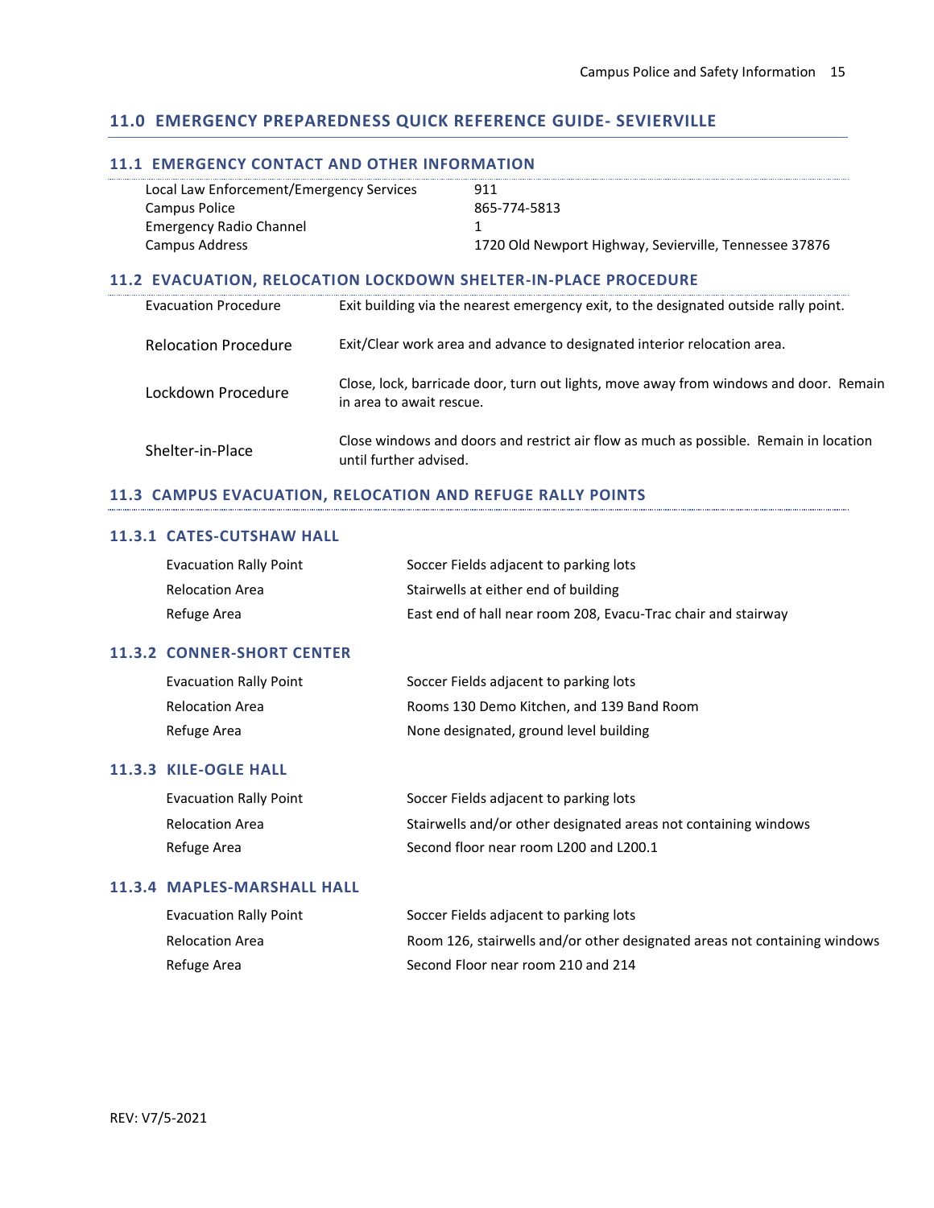## 11.0 EMERGENCY PREPAREDNESS QUICK REFERENCE GUIDE- SEVIERVILLE

### 11.1 EMERGENCY CONTACT AND OTHER INFORMATION

| | |
|---|---|
| Local Law Enforcement/Emergency Services | 911 |
| Campus Police | 865-774-5813 |
| Emergency Radio Channel | 1 |
| Campus Address | 1720 Old Newport Highway, Sevierville, Tennessee 37876 |

### 11.2 EVACUATION, RELOCATION LOCKDOWN SHELTER-IN-PLACE PROCEDURE

| | |
|---|---|
| Evacuation Procedure | Exit building via the nearest emergency exit, to the designated outside rally point. |
| Relocation Procedure | Exit/Clear work area and advance to designated interior relocation area. |
| Lockdown Procedure | Close, lock, barricade door, turn out lights, move away from windows and door. Remain in area to await rescue. |
| Shelter-in-Place | Close windows and doors and restrict air flow as much as possible. Remain in location until further advised. |

### 11.3 CAMPUS EVACUATION, RELOCATION AND REFUGE RALLY POINTS

#### 11.3.1 CATES-CUTSHAW HALL

| | |
|---|---|
| Evacuation Rally Point | Soccer Fields adjacent to parking lots |
| Relocation Area | Stairwells at either end of building |
| Refuge Area | East end of hall near room 208, Evacu-Trac chair and stairway |

#### 11.3.2 CONNER-SHORT CENTER

| | |
|---|---|
| Evacuation Rally Point | Soccer Fields adjacent to parking lots |
| Relocation Area | Rooms 130 Demo Kitchen, and 139 Band Room |
| Refuge Area | None designated, ground level building |

#### 11.3.3 KILE-OGLE HALL

| | |
|---|---|
| Evacuation Rally Point | Soccer Fields adjacent to parking lots |
| Relocation Area | Stairwells and/or other designated areas not containing windows |
| Refuge Area | Second floor near room L200 and L200.1 |

#### 11.3.4 MAPLES-MARSHALL HALL

| | |
|---|---|
| Evacuation Rally Point | Soccer Fields adjacent to parking lots |
| Relocation Area | Room 126, stairwells and/or other designated areas not containing windows |
| Refuge Area | Second Floor near room 210 and 214 |

REV: V7/5-2021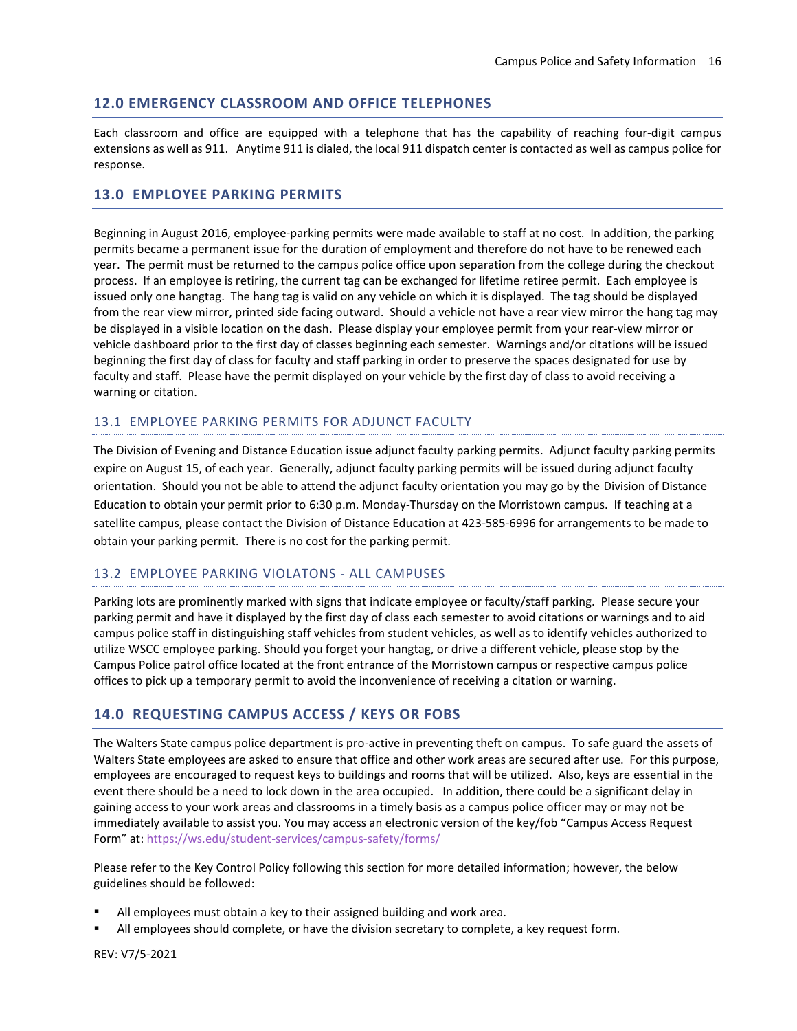## 12.0 EMERGENCY CLASSROOM AND OFFICE TELEPHONES

Each classroom and office are equipped with a telephone that has the capability of reaching four-digit campus extensions as well as 911. Anytime 911 is dialed, the local 911 dispatch center is contacted as well as campus police for response.

## 13.0 EMPLOYEE PARKING PERMITS

Beginning in August 2016, employee-parking permits were made available to staff at no cost. In addition, the parking permits became a permanent issue for the duration of employment and therefore do not have to be renewed each year. The permit must be returned to the campus police office upon separation from the college during the checkout process. If an employee is retiring, the current tag can be exchanged for lifetime retiree permit. Each employee is issued only one hangtag. The hang tag is valid on any vehicle on which it is displayed. The tag should be displayed from the rear view mirror, printed side facing outward. Should a vehicle not have a rear view mirror the hang tag may be displayed in a visible location on the dash. Please display your employee permit from your rear-view mirror or vehicle dashboard prior to the first day of classes beginning each semester. Warnings and/or citations will be issued beginning the first day of class for faculty and staff parking in order to preserve the spaces designated for use by faculty and staff. Please have the permit displayed on your vehicle by the first day of class to avoid receiving a warning or citation.

### 13.1 EMPLOYEE PARKING PERMITS FOR ADJUNCT FACULTY

The Division of Evening and Distance Education issue adjunct faculty parking permits. Adjunct faculty parking permits expire on August 15, of each year. Generally, adjunct faculty parking permits will be issued during adjunct faculty orientation. Should you not be able to attend the adjunct faculty orientation you may go by the Division of Distance Education to obtain your permit prior to 6:30 p.m. Monday-Thursday on the Morristown campus. If teaching at a satellite campus, please contact the Division of Distance Education at 423-585-6996 for arrangements to be made to obtain your parking permit. There is no cost for the parking permit.

### 13.2 EMPLOYEE PARKING VIOLATONS - ALL CAMPUSES

Parking lots are prominently marked with signs that indicate employee or faculty/staff parking. Please secure your parking permit and have it displayed by the first day of class each semester to avoid citations or warnings and to aid campus police staff in distinguishing staff vehicles from student vehicles, as well as to identify vehicles authorized to utilize WSCC employee parking. Should you forget your hangtag, or drive a different vehicle, please stop by the Campus Police patrol office located at the front entrance of the Morristown campus or respective campus police offices to pick up a temporary permit to avoid the inconvenience of receiving a citation or warning.

## 14.0 REQUESTING CAMPUS ACCESS / KEYS OR FOBS

The Walters State campus police department is pro-active in preventing theft on campus. To safe guard the assets of Walters State employees are asked to ensure that office and other work areas are secured after use. For this purpose, employees are encouraged to request keys to buildings and rooms that will be utilized. Also, keys are essential in the event there should be a need to lock down in the area occupied. In addition, there could be a significant delay in gaining access to your work areas and classrooms in a timely basis as a campus police officer may or may not be immediately available to assist you. You may access an electronic version of the key/fob "Campus Access Request Form" at: https://ws.edu/student-services/campus-safety/forms/

Please refer to the Key Control Policy following this section for more detailed information; however, the below guidelines should be followed:

- All employees must obtain a key to their assigned building and work area.
- All employees should complete, or have the division secretary to complete, a key request form.

REV: V7/5-2021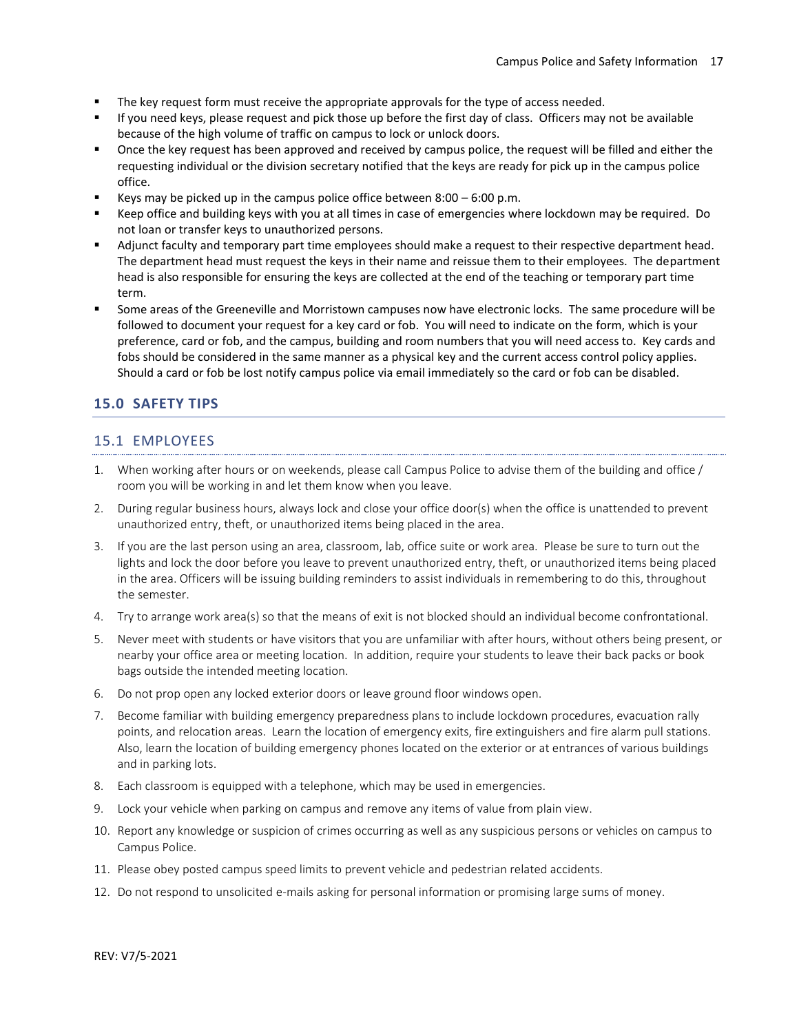- The key request form must receive the appropriate approvals for the type of access needed.
- If you need keys, please request and pick those up before the first day of class. Officers may not be available because of the high volume of traffic on campus to lock or unlock doors.
- Once the key request has been approved and received by campus police, the request will be filled and either the requesting individual or the division secretary notified that the keys are ready for pick up in the campus police office.
- Keys may be picked up in the campus police office between 8:00 – 6:00 p.m.
- Keep office and building keys with you at all times in case of emergencies where lockdown may be required. Do not loan or transfer keys to unauthorized persons.
- Adjunct faculty and temporary part time employees should make a request to their respective department head. The department head must request the keys in their name and reissue them to their employees. The department head is also responsible for ensuring the keys are collected at the end of the teaching or temporary part time term.
- Some areas of the Greeneville and Morristown campuses now have electronic locks. The same procedure will be followed to document your request for a key card or fob. You will need to indicate on the form, which is your preference, card or fob, and the campus, building and room numbers that you will need access to. Key cards and fobs should be considered in the same manner as a physical key and the current access control policy applies. Should a card or fob be lost notify campus police via email immediately so the card or fob can be disabled.

## 15.0 SAFETY TIPS

### 15.1 EMPLOYEES

1. When working after hours or on weekends, please call Campus Police to advise them of the building and office / room you will be working in and let them know when you leave.
2. During regular business hours, always lock and close your office door(s) when the office is unattended to prevent unauthorized entry, theft, or unauthorized items being placed in the area.
3. If you are the last person using an area, classroom, lab, office suite or work area. Please be sure to turn out the lights and lock the door before you leave to prevent unauthorized entry, theft, or unauthorized items being placed in the area. Officers will be issuing building reminders to assist individuals in remembering to do this, throughout the semester.
4. Try to arrange work area(s) so that the means of exit is not blocked should an individual become confrontational.
5. Never meet with students or have visitors that you are unfamiliar with after hours, without others being present, or nearby your office area or meeting location. In addition, require your students to leave their back packs or book bags outside the intended meeting location.
6. Do not prop open any locked exterior doors or leave ground floor windows open.
7. Become familiar with building emergency preparedness plans to include lockdown procedures, evacuation rally points, and relocation areas. Learn the location of emergency exits, fire extinguishers and fire alarm pull stations. Also, learn the location of building emergency phones located on the exterior or at entrances of various buildings and in parking lots.
8. Each classroom is equipped with a telephone, which may be used in emergencies.
9. Lock your vehicle when parking on campus and remove any items of value from plain view.
10. Report any knowledge or suspicion of crimes occurring as well as any suspicious persons or vehicles on campus to Campus Police.
11. Please obey posted campus speed limits to prevent vehicle and pedestrian related accidents.
12. Do not respond to unsolicited e-mails asking for personal information or promising large sums of money.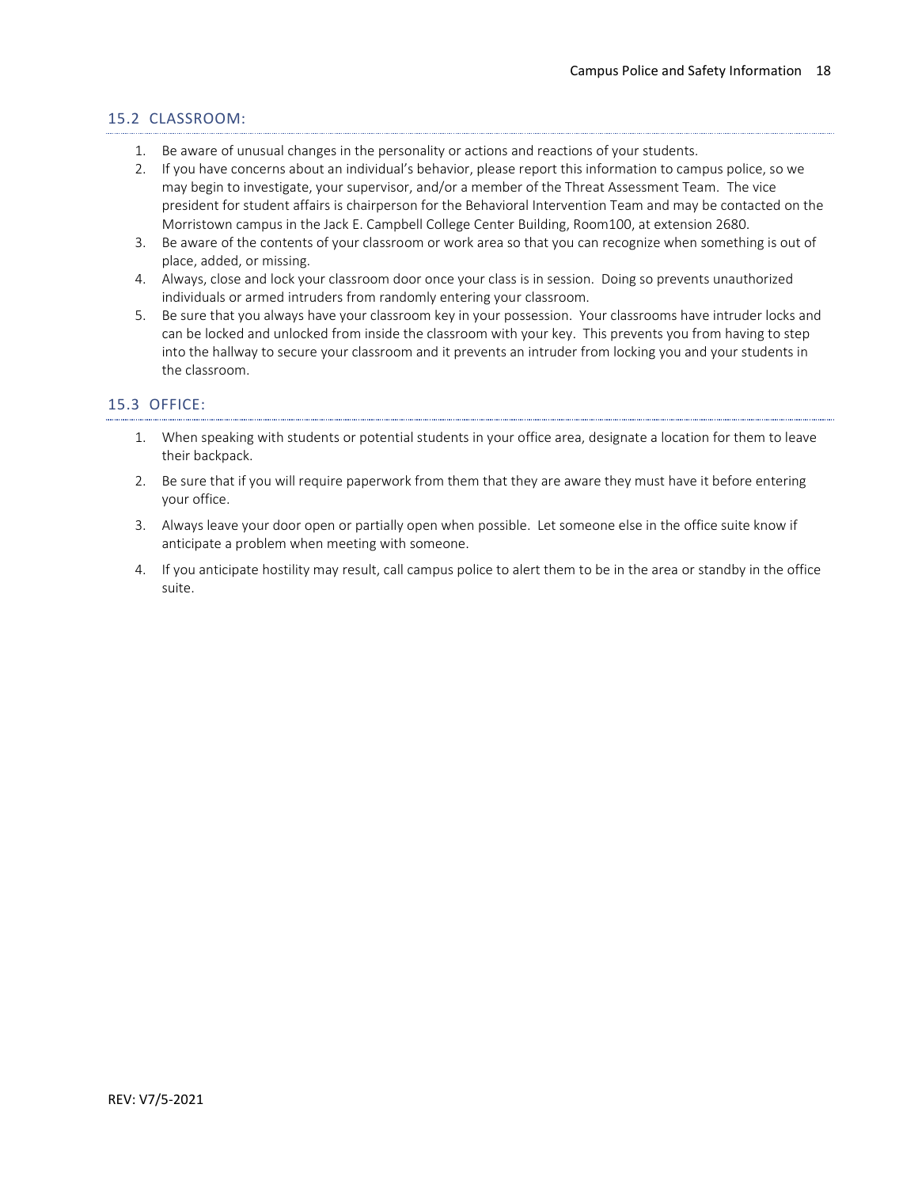## 15.2 CLASSROOM:

1. Be aware of unusual changes in the personality or actions and reactions of your students.
2. If you have concerns about an individual's behavior, please report this information to campus police, so we may begin to investigate, your supervisor, and/or a member of the Threat Assessment Team. The vice president for student affairs is chairperson for the Behavioral Intervention Team and may be contacted on the Morristown campus in the Jack E. Campbell College Center Building, Room100, at extension 2680.
3. Be aware of the contents of your classroom or work area so that you can recognize when something is out of place, added, or missing.
4. Always, close and lock your classroom door once your class is in session. Doing so prevents unauthorized individuals or armed intruders from randomly entering your classroom.
5. Be sure that you always have your classroom key in your possession. Your classrooms have intruder locks and can be locked and unlocked from inside the classroom with your key. This prevents you from having to step into the hallway to secure your classroom and it prevents an intruder from locking you and your students in the classroom.

## 15.3 OFFICE:

1. When speaking with students or potential students in your office area, designate a location for them to leave their backpack.
2. Be sure that if you will require paperwork from them that they are aware they must have it before entering your office.
3. Always leave your door open or partially open when possible. Let someone else in the office suite know if anticipate a problem when meeting with someone.
4. If you anticipate hostility may result, call campus police to alert them to be in the area or standby in the office suite.

REV: V7/5-2021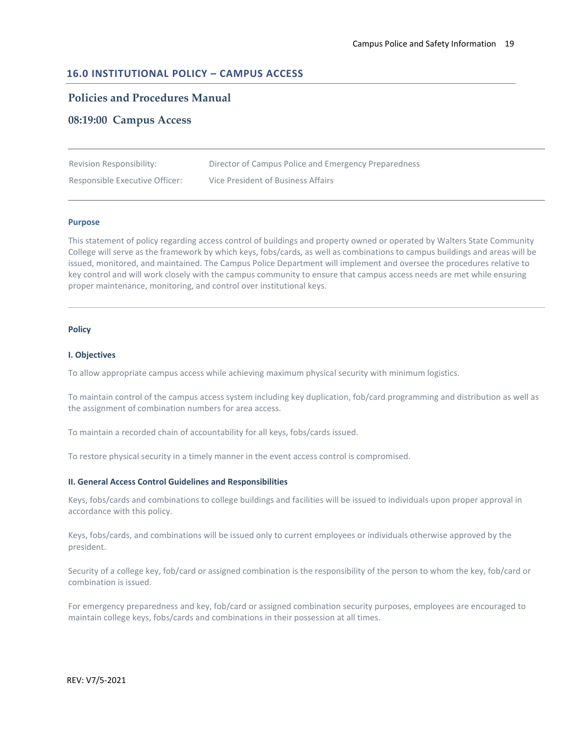## 16.0 INSTITUTIONAL POLICY – CAMPUS ACCESS

## Policies and Procedures Manual

## 08:19:00 Campus Access

| | |
|---|---|
| Revision Responsibility: | Director of Campus Police and Emergency Preparedness |
| Responsible Executive Officer: | Vice President of Business Affairs |

### Purpose

This statement of policy regarding access control of buildings and property owned or operated by Walters State Community College will serve as the framework by which keys, fobs/cards, as well as combinations to campus buildings and areas will be issued, monitored, and maintained. The Campus Police Department will implement and oversee the procedures relative to key control and will work closely with the campus community to ensure that campus access needs are met while ensuring proper maintenance, monitoring, and control over institutional keys.

---

### Policy

#### I. Objectives

To allow appropriate campus access while achieving maximum physical security with minimum logistics.

To maintain control of the campus access system including key duplication, fob/card programming and distribution as well as the assignment of combination numbers for area access.

To maintain a recorded chain of accountability for all keys, fobs/cards issued.

To restore physical security in a timely manner in the event access control is compromised.

#### II. General Access Control Guidelines and Responsibilities

Keys, fobs/cards and combinations to college buildings and facilities will be issued to individuals upon proper approval in accordance with this policy.

Keys, fobs/cards, and combinations will be issued only to current employees or individuals otherwise approved by the president.

Security of a college key, fob/card or assigned combination is the responsibility of the person to whom the key, fob/card or combination is issued.

For emergency preparedness and key, fob/card or assigned combination security purposes, employees are encouraged to maintain college keys, fobs/cards and combinations in their possession at all times.

REV: V7/5-2021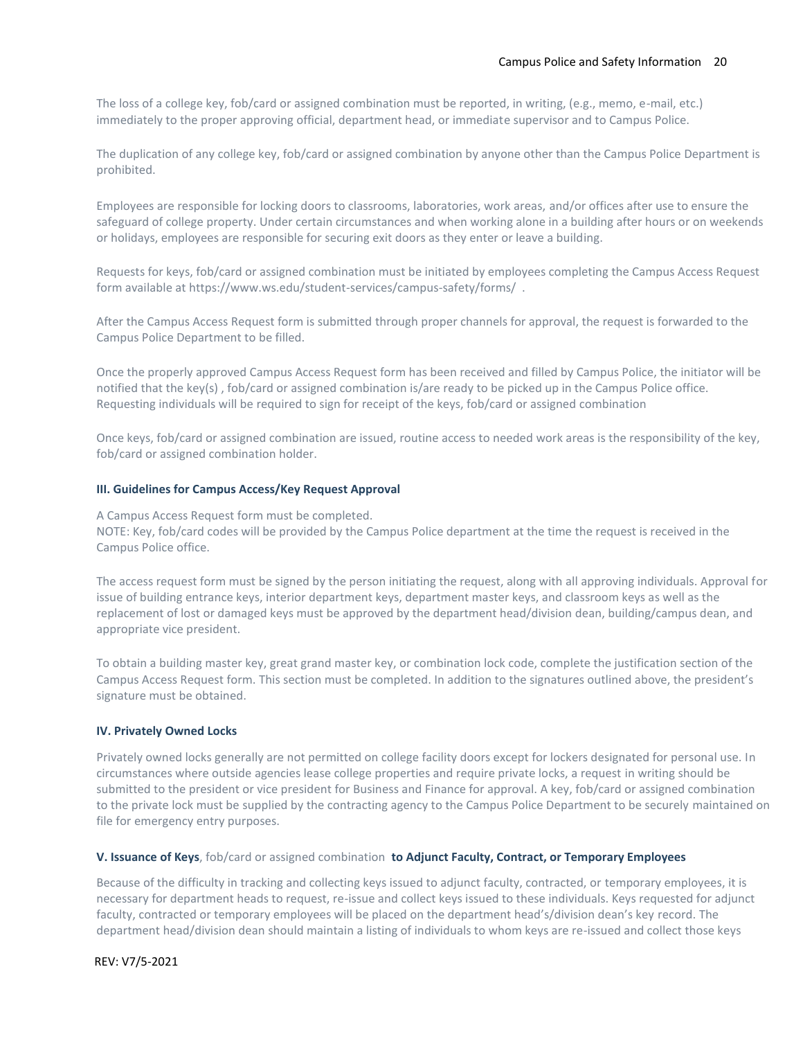The loss of a college key, fob/card or assigned combination must be reported, in writing, (e.g., memo, e-mail, etc.) immediately to the proper approving official, department head, or immediate supervisor and to Campus Police.

The duplication of any college key, fob/card or assigned combination by anyone other than the Campus Police Department is prohibited.

Employees are responsible for locking doors to classrooms, laboratories, work areas, and/or offices after use to ensure the safeguard of college property. Under certain circumstances and when working alone in a building after hours or on weekends or holidays, employees are responsible for securing exit doors as they enter or leave a building.

Requests for keys, fob/card or assigned combination must be initiated by employees completing the Campus Access Request form available at https://www.ws.edu/student-services/campus-safety/forms/ .

After the Campus Access Request form is submitted through proper channels for approval, the request is forwarded to the Campus Police Department to be filled.

Once the properly approved Campus Access Request form has been received and filled by Campus Police, the initiator will be notified that the key(s) , fob/card or assigned combination is/are ready to be picked up in the Campus Police office. Requesting individuals will be required to sign for receipt of the keys, fob/card or assigned combination

Once keys, fob/card or assigned combination are issued, routine access to needed work areas is the responsibility of the key, fob/card or assigned combination holder.

### III. Guidelines for Campus Access/Key Request Approval

A Campus Access Request form must be completed.
NOTE: Key, fob/card codes will be provided by the Campus Police department at the time the request is received in the Campus Police office.

The access request form must be signed by the person initiating the request, along with all approving individuals. Approval for issue of building entrance keys, interior department keys, department master keys, and classroom keys as well as the replacement of lost or damaged keys must be approved by the department head/division dean, building/campus dean, and appropriate vice president.

To obtain a building master key, great grand master key, or combination lock code, complete the justification section of the Campus Access Request form. This section must be completed. In addition to the signatures outlined above, the president's signature must be obtained.

### IV. Privately Owned Locks

Privately owned locks generally are not permitted on college facility doors except for lockers designated for personal use. In circumstances where outside agencies lease college properties and require private locks, a request in writing should be submitted to the president or vice president for Business and Finance for approval. A key, fob/card or assigned combination to the private lock must be supplied by the contracting agency to the Campus Police Department to be securely maintained on file for emergency entry purposes.

### V. Issuance of Keys, fob/card or assigned combination to Adjunct Faculty, Contract, or Temporary Employees

Because of the difficulty in tracking and collecting keys issued to adjunct faculty, contracted, or temporary employees, it is necessary for department heads to request, re-issue and collect keys issued to these individuals. Keys requested for adjunct faculty, contracted or temporary employees will be placed on the department head's/division dean's key record. The department head/division dean should maintain a listing of individuals to whom keys are re-issued and collect those keys

REV: V7/5-2021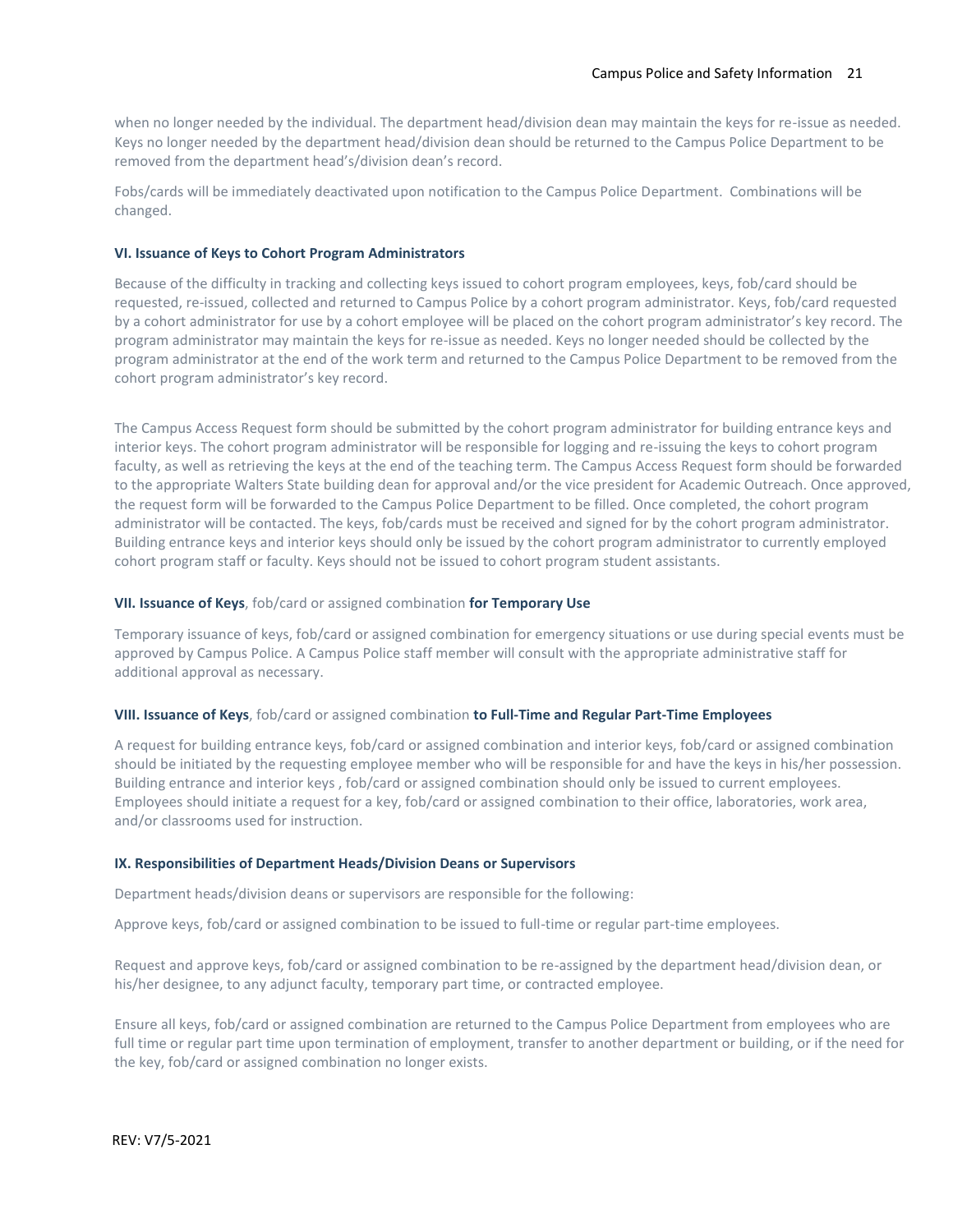when no longer needed by the individual. The department head/division dean may maintain the keys for re-issue as needed. Keys no longer needed by the department head/division dean should be returned to the Campus Police Department to be removed from the department head's/division dean's record.

Fobs/cards will be immediately deactivated upon notification to the Campus Police Department. Combinations will be changed.

### VI. Issuance of Keys to Cohort Program Administrators

Because of the difficulty in tracking and collecting keys issued to cohort program employees, keys, fob/card should be requested, re-issued, collected and returned to Campus Police by a cohort program administrator. Keys, fob/card requested by a cohort administrator for use by a cohort employee will be placed on the cohort program administrator's key record. The program administrator may maintain the keys for re-issue as needed. Keys no longer needed should be collected by the program administrator at the end of the work term and returned to the Campus Police Department to be removed from the cohort program administrator's key record.

The Campus Access Request form should be submitted by the cohort program administrator for building entrance keys and interior keys. The cohort program administrator will be responsible for logging and re-issuing the keys to cohort program faculty, as well as retrieving the keys at the end of the teaching term. The Campus Access Request form should be forwarded to the appropriate Walters State building dean for approval and/or the vice president for Academic Outreach. Once approved, the request form will be forwarded to the Campus Police Department to be filled. Once completed, the cohort program administrator will be contacted. The keys, fob/cards must be received and signed for by the cohort program administrator. Building entrance keys and interior keys should only be issued by the cohort program administrator to currently employed cohort program staff or faculty. Keys should not be issued to cohort program student assistants.

### VII. Issuance of Keys, fob/card or assigned combination for Temporary Use

Temporary issuance of keys, fob/card or assigned combination for emergency situations or use during special events must be approved by Campus Police. A Campus Police staff member will consult with the appropriate administrative staff for additional approval as necessary.

### VIII. Issuance of Keys, fob/card or assigned combination to Full-Time and Regular Part-Time Employees

A request for building entrance keys, fob/card or assigned combination and interior keys, fob/card or assigned combination should be initiated by the requesting employee member who will be responsible for and have the keys in his/her possession. Building entrance and interior keys , fob/card or assigned combination should only be issued to current employees. Employees should initiate a request for a key, fob/card or assigned combination to their office, laboratories, work area, and/or classrooms used for instruction.

### IX. Responsibilities of Department Heads/Division Deans or Supervisors

Department heads/division deans or supervisors are responsible for the following:

Approve keys, fob/card or assigned combination to be issued to full-time or regular part-time employees.

Request and approve keys, fob/card or assigned combination to be re-assigned by the department head/division dean, or his/her designee, to any adjunct faculty, temporary part time, or contracted employee.

Ensure all keys, fob/card or assigned combination are returned to the Campus Police Department from employees who are full time or regular part time upon termination of employment, transfer to another department or building, or if the need for the key, fob/card or assigned combination no longer exists.

REV: V7/5-2021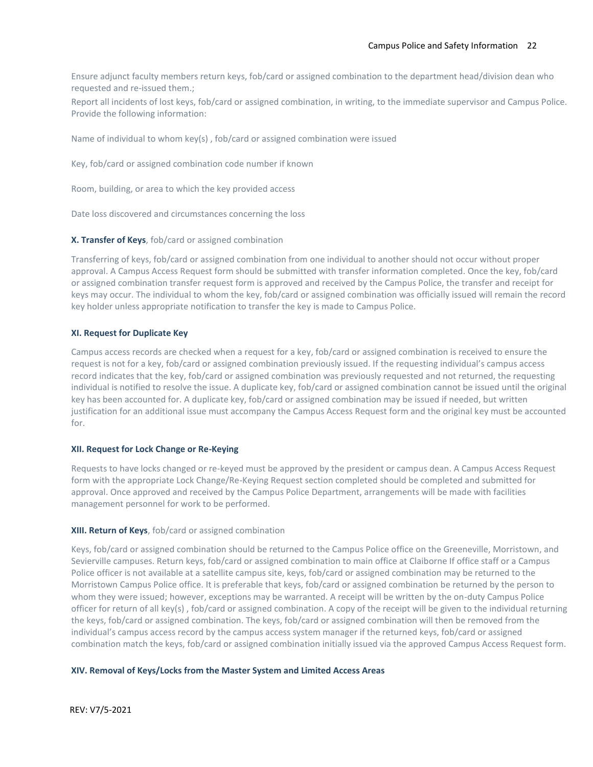Ensure adjunct faculty members return keys, fob/card or assigned combination to the department head/division dean who requested and re-issued them.;

Report all incidents of lost keys, fob/card or assigned combination, in writing, to the immediate supervisor and Campus Police. Provide the following information:

Name of individual to whom key(s) , fob/card or assigned combination were issued

Key, fob/card or assigned combination code number if known

Room, building, or area to which the key provided access

Date loss discovered and circumstances concerning the loss

### **X. Transfer of Keys**, fob/card or assigned combination

Transferring of keys, fob/card or assigned combination from one individual to another should not occur without proper approval. A Campus Access Request form should be submitted with transfer information completed. Once the key, fob/card or assigned combination transfer request form is approved and received by the Campus Police, the transfer and receipt for keys may occur. The individual to whom the key, fob/card or assigned combination was officially issued will remain the record key holder unless appropriate notification to transfer the key is made to Campus Police.

### XI. Request for Duplicate Key

Campus access records are checked when a request for a key, fob/card or assigned combination is received to ensure the request is not for a key, fob/card or assigned combination previously issued. If the requesting individual's campus access record indicates that the key, fob/card or assigned combination was previously requested and not returned, the requesting individual is notified to resolve the issue. A duplicate key, fob/card or assigned combination cannot be issued until the original key has been accounted for. A duplicate key, fob/card or assigned combination may be issued if needed, but written justification for an additional issue must accompany the Campus Access Request form and the original key must be accounted for.

### XII. Request for Lock Change or Re-Keying

Requests to have locks changed or re-keyed must be approved by the president or campus dean. A Campus Access Request form with the appropriate Lock Change/Re-Keying Request section completed should be completed and submitted for approval. Once approved and received by the Campus Police Department, arrangements will be made with facilities management personnel for work to be performed.

### **XIII. Return of Keys**, fob/card or assigned combination

Keys, fob/card or assigned combination should be returned to the Campus Police office on the Greeneville, Morristown, and Sevierville campuses. Return keys, fob/card or assigned combination to main office at Claiborne If office staff or a Campus Police officer is not available at a satellite campus site, keys, fob/card or assigned combination may be returned to the Morristown Campus Police office. It is preferable that keys, fob/card or assigned combination be returned by the person to whom they were issued; however, exceptions may be warranted. A receipt will be written by the on-duty Campus Police officer for return of all key(s) , fob/card or assigned combination. A copy of the receipt will be given to the individual returning the keys, fob/card or assigned combination. The keys, fob/card or assigned combination will then be removed from the individual's campus access record by the campus access system manager if the returned keys, fob/card or assigned combination match the keys, fob/card or assigned combination initially issued via the approved Campus Access Request form.

### XIV. Removal of Keys/Locks from the Master System and Limited Access Areas

REV: V7/5-2021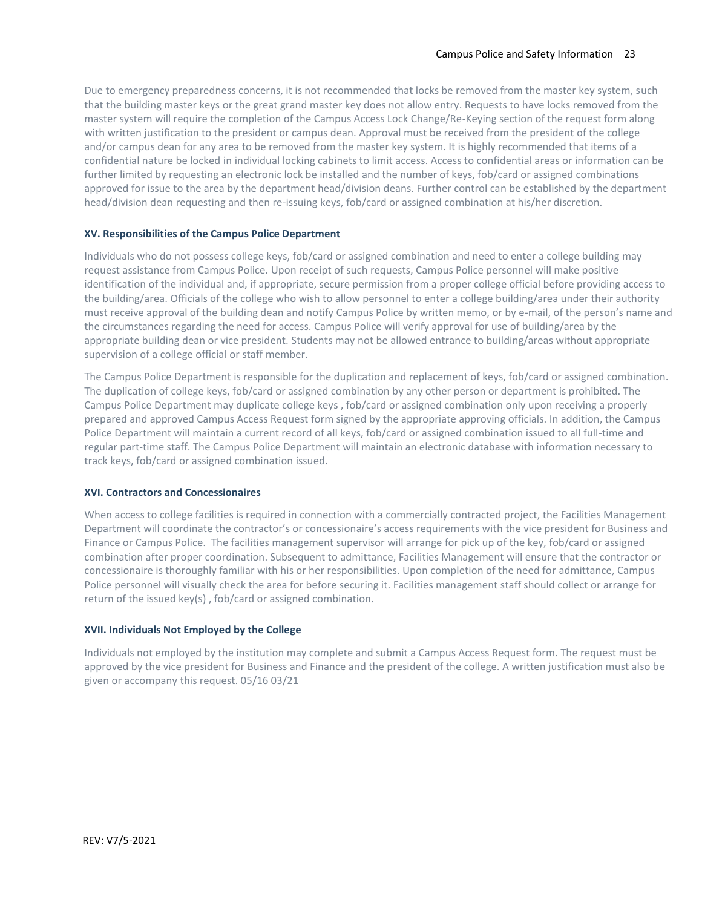Due to emergency preparedness concerns, it is not recommended that locks be removed from the master key system, such that the building master keys or the great grand master key does not allow entry. Requests to have locks removed from the master system will require the completion of the Campus Access Lock Change/Re-Keying section of the request form along with written justification to the president or campus dean. Approval must be received from the president of the college and/or campus dean for any area to be removed from the master key system. It is highly recommended that items of a confidential nature be locked in individual locking cabinets to limit access. Access to confidential areas or information can be further limited by requesting an electronic lock be installed and the number of keys, fob/card or assigned combinations approved for issue to the area by the department head/division deans. Further control can be established by the department head/division dean requesting and then re-issuing keys, fob/card or assigned combination at his/her discretion.

#### XV. Responsibilities of the Campus Police Department

Individuals who do not possess college keys, fob/card or assigned combination and need to enter a college building may request assistance from Campus Police. Upon receipt of such requests, Campus Police personnel will make positive identification of the individual and, if appropriate, secure permission from a proper college official before providing access to the building/area. Officials of the college who wish to allow personnel to enter a college building/area under their authority must receive approval of the building dean and notify Campus Police by written memo, or by e-mail, of the person's name and the circumstances regarding the need for access. Campus Police will verify approval for use of building/area by the appropriate building dean or vice president. Students may not be allowed entrance to building/areas without appropriate supervision of a college official or staff member.

The Campus Police Department is responsible for the duplication and replacement of keys, fob/card or assigned combination. The duplication of college keys, fob/card or assigned combination by any other person or department is prohibited. The Campus Police Department may duplicate college keys , fob/card or assigned combination only upon receiving a properly prepared and approved Campus Access Request form signed by the appropriate approving officials. In addition, the Campus Police Department will maintain a current record of all keys, fob/card or assigned combination issued to all full-time and regular part-time staff. The Campus Police Department will maintain an electronic database with information necessary to track keys, fob/card or assigned combination issued.

#### XVI. Contractors and Concessionaires

When access to college facilities is required in connection with a commercially contracted project, the Facilities Management Department will coordinate the contractor's or concessionaire's access requirements with the vice president for Business and Finance or Campus Police. The facilities management supervisor will arrange for pick up of the key, fob/card or assigned combination after proper coordination. Subsequent to admittance, Facilities Management will ensure that the contractor or concessionaire is thoroughly familiar with his or her responsibilities. Upon completion of the need for admittance, Campus Police personnel will visually check the area for before securing it. Facilities management staff should collect or arrange for return of the issued key(s) , fob/card or assigned combination.

#### XVII. Individuals Not Employed by the College

Individuals not employed by the institution may complete and submit a Campus Access Request form. The request must be approved by the vice president for Business and Finance and the president of the college. A written justification must also be given or accompany this request. 05/16 03/21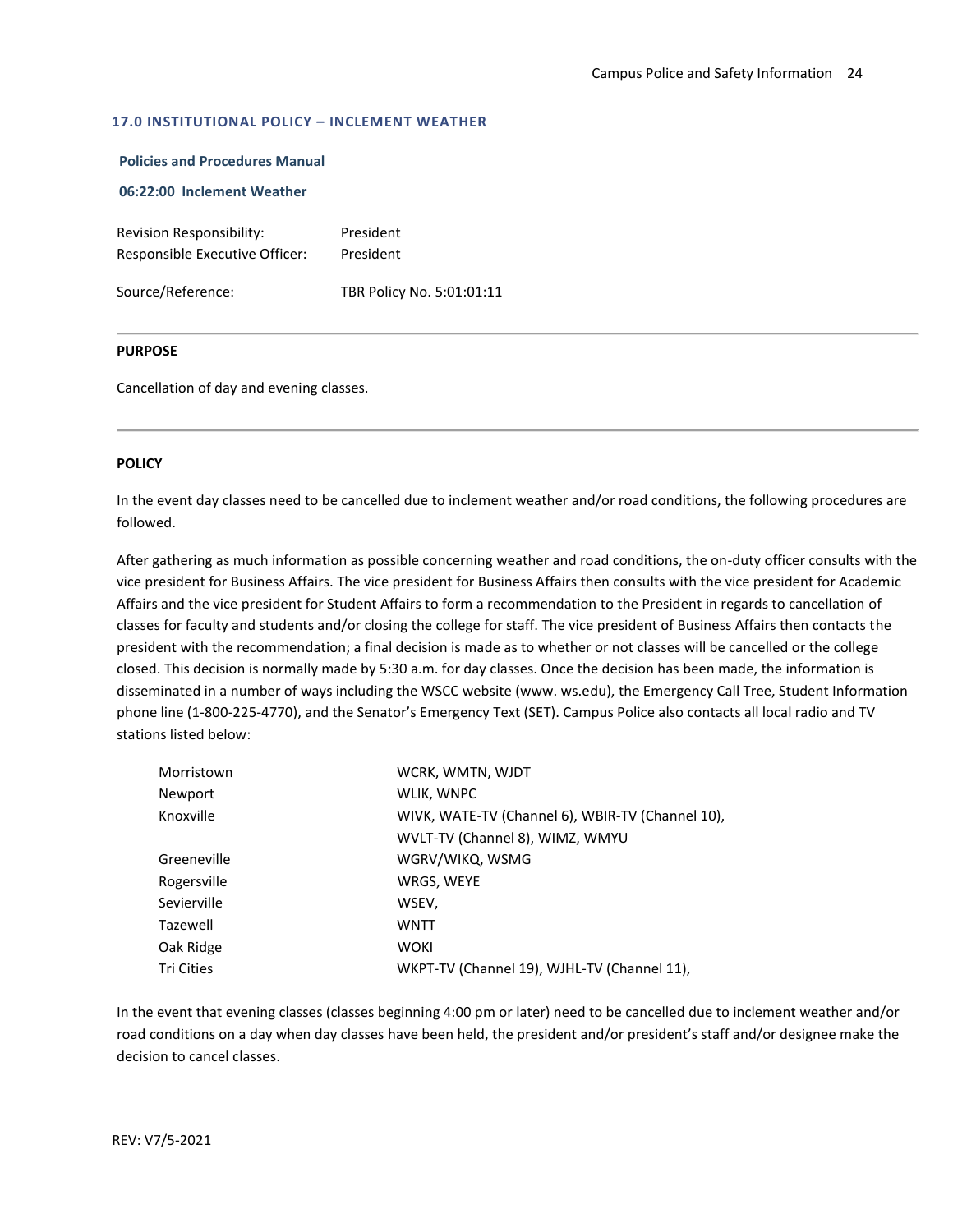## 17.0 INSTITUTIONAL POLICY – INCLEMENT WEATHER

**Policies and Procedures Manual**

**06:22:00 Inclement Weather**

Revision Responsibility: President
Responsible Executive Officer: President

Source/Reference: TBR Policy No. 5:01:01:11

---

**PURPOSE**

Cancellation of day and evening classes.

---

**POLICY**

In the event day classes need to be cancelled due to inclement weather and/or road conditions, the following procedures are followed.

After gathering as much information as possible concerning weather and road conditions, the on-duty officer consults with the vice president for Business Affairs. The vice president for Business Affairs then consults with the vice president for Academic Affairs and the vice president for Student Affairs to form a recommendation to the President in regards to cancellation of classes for faculty and students and/or closing the college for staff. The vice president of Business Affairs then contacts the president with the recommendation; a final decision is made as to whether or not classes will be cancelled or the college closed. This decision is normally made by 5:30 a.m. for day classes. Once the decision has been made, the information is disseminated in a number of ways including the WSCC website (www. ws.edu), the Emergency Call Tree, Student Information phone line (1-800-225-4770), and the Senator's Emergency Text (SET). Campus Police also contacts all local radio and TV stations listed below:

| | |
|---|---|
| Morristown | WCRK, WMTN, WJDT |
| Newport | WLIK, WNPC |
| Knoxville | WIVK, WATE-TV (Channel 6), WBIR-TV (Channel 10), WVLT-TV (Channel 8), WIMZ, WMYU |
| Greeneville | WGRV/WIKQ, WSMG |
| Rogersville | WRGS, WEYE |
| Sevierville | WSEV, |
| Tazewell | WNTT |
| Oak Ridge | WOKI |
| Tri Cities | WKPT-TV (Channel 19), WJHL-TV (Channel 11), |

In the event that evening classes (classes beginning 4:00 pm or later) need to be cancelled due to inclement weather and/or road conditions on a day when day classes have been held, the president and/or president's staff and/or designee make the decision to cancel classes.

REV: V7/5-2021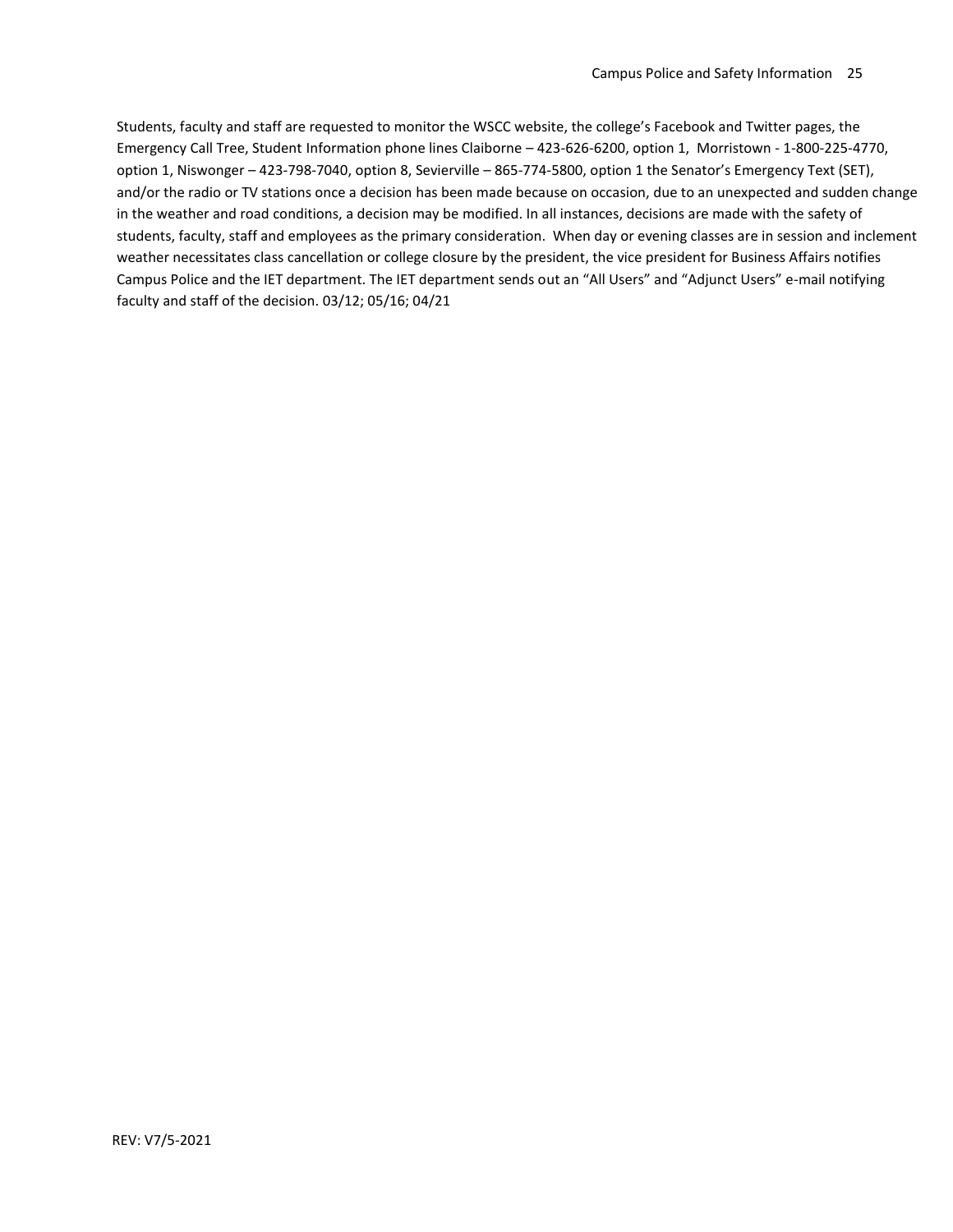Students, faculty and staff are requested to monitor the WSCC website, the college's Facebook and Twitter pages, the Emergency Call Tree, Student Information phone lines Claiborne – 423-626-6200, option 1, Morristown - 1-800-225-4770, option 1, Niswonger – 423-798-7040, option 8, Sevierville – 865-774-5800, option 1 the Senator's Emergency Text (SET), and/or the radio or TV stations once a decision has been made because on occasion, due to an unexpected and sudden change in the weather and road conditions, a decision may be modified. In all instances, decisions are made with the safety of students, faculty, staff and employees as the primary consideration. When day or evening classes are in session and inclement weather necessitates class cancellation or college closure by the president, the vice president for Business Affairs notifies Campus Police and the IET department. The IET department sends out an "All Users" and "Adjunct Users" e-mail notifying faculty and staff of the decision. 03/12; 05/16; 04/21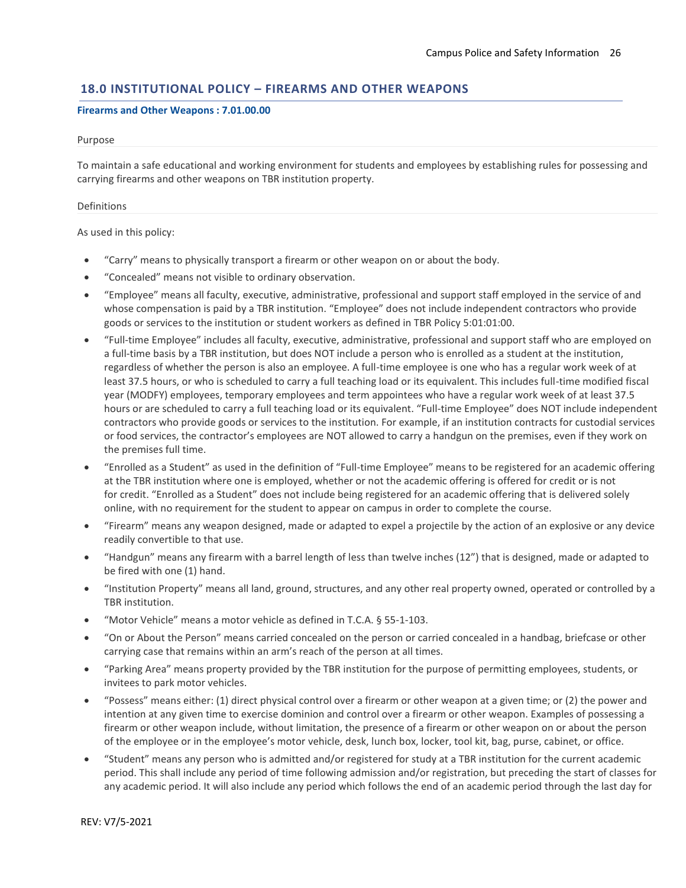## 18.0 INSTITUTIONAL POLICY – FIREARMS AND OTHER WEAPONS

**Firearms and Other Weapons : 7.01.00.00**

Purpose

To maintain a safe educational and working environment for students and employees by establishing rules for possessing and carrying firearms and other weapons on TBR institution property.

Definitions

As used in this policy:

- "Carry" means to physically transport a firearm or other weapon on or about the body.
- "Concealed" means not visible to ordinary observation.
- "Employee" means all faculty, executive, administrative, professional and support staff employed in the service of and whose compensation is paid by a TBR institution. "Employee" does not include independent contractors who provide goods or services to the institution or student workers as defined in TBR Policy 5:01:01:00.
- "Full-time Employee" includes all faculty, executive, administrative, professional and support staff who are employed on a full-time basis by a TBR institution, but does NOT include a person who is enrolled as a student at the institution, regardless of whether the person is also an employee. A full-time employee is one who has a regular work week of at least 37.5 hours, or who is scheduled to carry a full teaching load or its equivalent. This includes full-time modified fiscal year (MODFY) employees, temporary employees and term appointees who have a regular work week of at least 37.5 hours or are scheduled to carry a full teaching load or its equivalent. "Full-time Employee" does NOT include independent contractors who provide goods or services to the institution. For example, if an institution contracts for custodial services or food services, the contractor's employees are NOT allowed to carry a handgun on the premises, even if they work on the premises full time.
- "Enrolled as a Student" as used in the definition of "Full-time Employee" means to be registered for an academic offering at the TBR institution where one is employed, whether or not the academic offering is offered for credit or is not for credit. "Enrolled as a Student" does not include being registered for an academic offering that is delivered solely online, with no requirement for the student to appear on campus in order to complete the course.
- "Firearm" means any weapon designed, made or adapted to expel a projectile by the action of an explosive or any device readily convertible to that use.
- "Handgun" means any firearm with a barrel length of less than twelve inches (12") that is designed, made or adapted to be fired with one (1) hand.
- "Institution Property" means all land, ground, structures, and any other real property owned, operated or controlled by a TBR institution.
- "Motor Vehicle" means a motor vehicle as defined in T.C.A. § 55-1-103.
- "On or About the Person" means carried concealed on the person or carried concealed in a handbag, briefcase or other carrying case that remains within an arm's reach of the person at all times.
- "Parking Area" means property provided by the TBR institution for the purpose of permitting employees, students, or invitees to park motor vehicles.
- "Possess" means either: (1) direct physical control over a firearm or other weapon at a given time; or (2) the power and intention at any given time to exercise dominion and control over a firearm or other weapon. Examples of possessing a firearm or other weapon include, without limitation, the presence of a firearm or other weapon on or about the person of the employee or in the employee's motor vehicle, desk, lunch box, locker, tool kit, bag, purse, cabinet, or office.
- "Student" means any person who is admitted and/or registered for study at a TBR institution for the current academic period. This shall include any period of time following admission and/or registration, but preceding the start of classes for any academic period. It will also include any period which follows the end of an academic period through the last day for

REV: V7/5-2021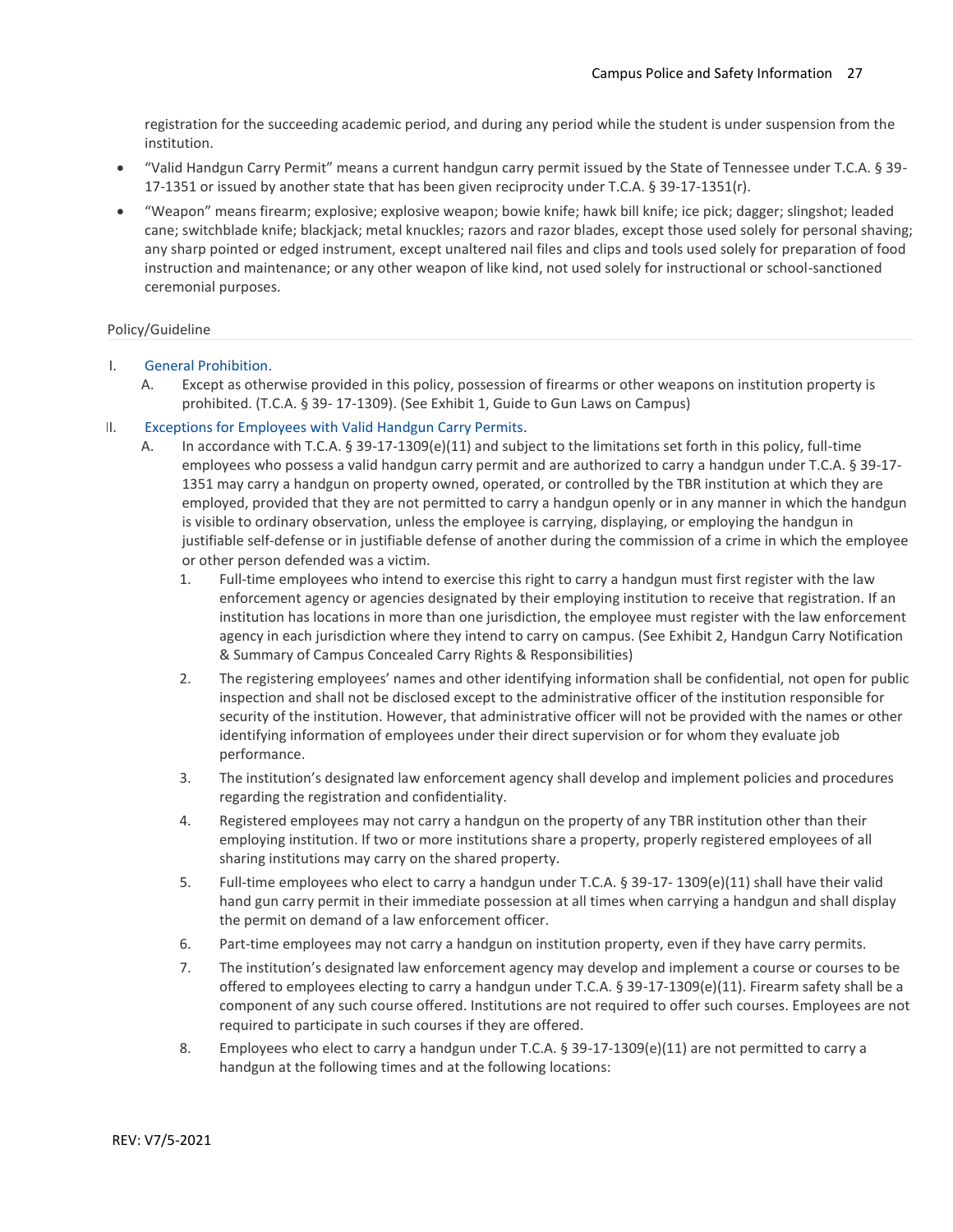registration for the succeeding academic period, and during any period while the student is under suspension from the institution.

- "Valid Handgun Carry Permit" means a current handgun carry permit issued by the State of Tennessee under T.C.A. § 39-17-1351 or issued by another state that has been given reciprocity under T.C.A. § 39-17-1351(r).
- "Weapon" means firearm; explosive; explosive weapon; bowie knife; hawk bill knife; ice pick; dagger; slingshot; leaded cane; switchblade knife; blackjack; metal knuckles; razors and razor blades, except those used solely for personal shaving; any sharp pointed or edged instrument, except unaltered nail files and clips and tools used solely for preparation of food instruction and maintenance; or any other weapon of like kind, not used solely for instructional or school-sanctioned ceremonial purposes.

## Policy/Guideline

I. General Prohibition.

  A. Except as otherwise provided in this policy, possession of firearms or other weapons on institution property is prohibited. (T.C.A. § 39- 17-1309). (See Exhibit 1, Guide to Gun Laws on Campus)

II. Exceptions for Employees with Valid Handgun Carry Permits.

  A. In accordance with T.C.A. § 39-17-1309(e)(11) and subject to the limitations set forth in this policy, full-time employees who possess a valid handgun carry permit and are authorized to carry a handgun under T.C.A. § 39-17-1351 may carry a handgun on property owned, operated, or controlled by the TBR institution at which they are employed, provided that they are not permitted to carry a handgun openly or in any manner in which the handgun is visible to ordinary observation, unless the employee is carrying, displaying, or employing the handgun in justifiable self-defense or in justifiable defense of another during the commission of a crime in which the employee or other person defended was a victim.

    1. Full-time employees who intend to exercise this right to carry a handgun must first register with the law enforcement agency or agencies designated by their employing institution to receive that registration. If an institution has locations in more than one jurisdiction, the employee must register with the law enforcement agency in each jurisdiction where they intend to carry on campus. (See Exhibit 2, Handgun Carry Notification & Summary of Campus Concealed Carry Rights & Responsibilities)

    2. The registering employees' names and other identifying information shall be confidential, not open for public inspection and shall not be disclosed except to the administrative officer of the institution responsible for security of the institution. However, that administrative officer will not be provided with the names or other identifying information of employees under their direct supervision or for whom they evaluate job performance.

    3. The institution's designated law enforcement agency shall develop and implement policies and procedures regarding the registration and confidentiality.

    4. Registered employees may not carry a handgun on the property of any TBR institution other than their employing institution. If two or more institutions share a property, properly registered employees of all sharing institutions may carry on the shared property.

    5. Full-time employees who elect to carry a handgun under T.C.A. § 39-17- 1309(e)(11) shall have their valid hand gun carry permit in their immediate possession at all times when carrying a handgun and shall display the permit on demand of a law enforcement officer.

    6. Part-time employees may not carry a handgun on institution property, even if they have carry permits.

    7. The institution's designated law enforcement agency may develop and implement a course or courses to be offered to employees electing to carry a handgun under T.C.A. § 39-17-1309(e)(11). Firearm safety shall be a component of any such course offered. Institutions are not required to offer such courses. Employees are not required to participate in such courses if they are offered.

    8. Employees who elect to carry a handgun under T.C.A. § 39-17-1309(e)(11) are not permitted to carry a handgun at the following times and at the following locations:

REV: V7/5-2021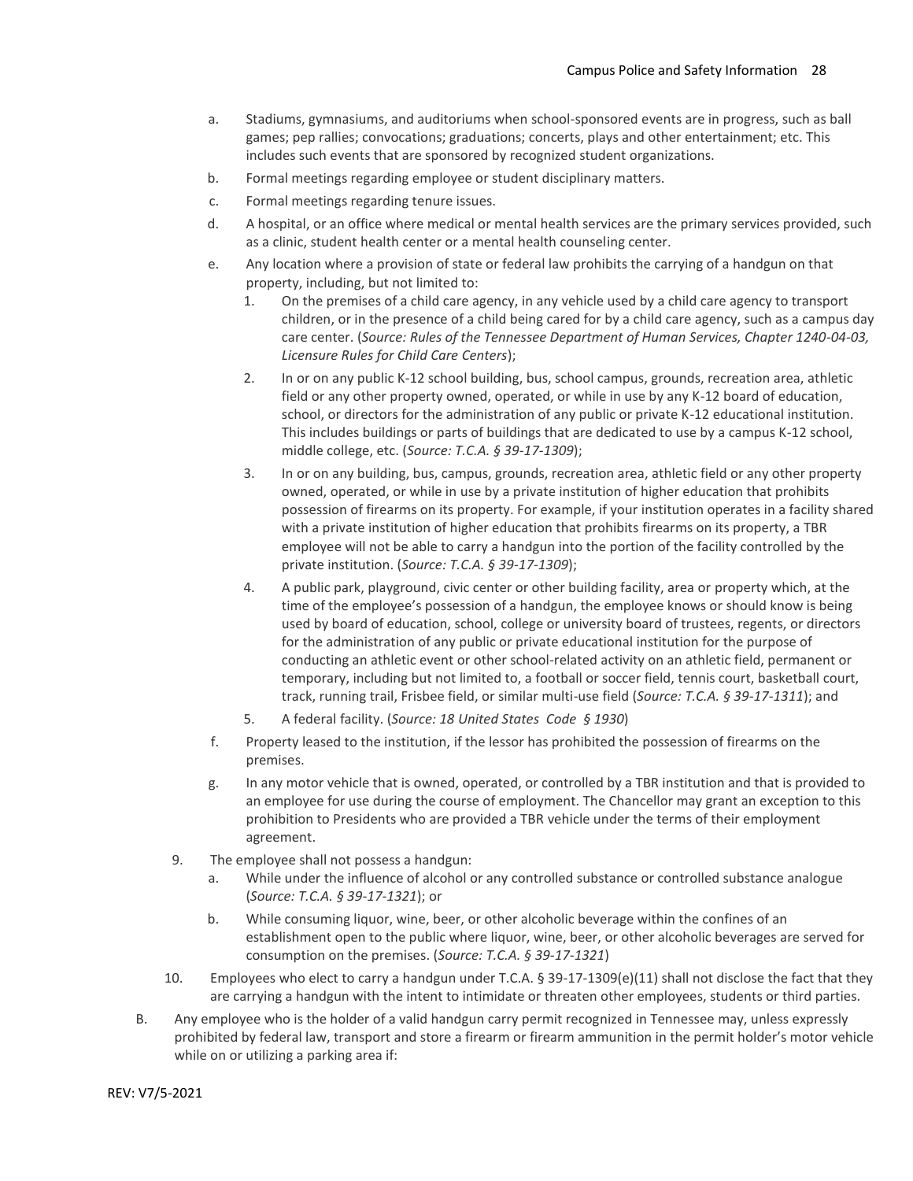a. Stadiums, gymnasiums, and auditoriums when school-sponsored events are in progress, such as ball games; pep rallies; convocations; graduations; concerts, plays and other entertainment; etc. This includes such events that are sponsored by recognized student organizations.

b. Formal meetings regarding employee or student disciplinary matters.

c. Formal meetings regarding tenure issues.

d. A hospital, or an office where medical or mental health services are the primary services provided, such as a clinic, student health center or a mental health counseling center.

e. Any location where a provision of state or federal law prohibits the carrying of a handgun on that property, including, but not limited to:

   1. On the premises of a child care agency, in any vehicle used by a child care agency to transport children, or in the presence of a child being cared for by a child care agency, such as a campus day care center. (*Source: Rules of the Tennessee Department of Human Services, Chapter 1240-04-03, Licensure Rules for Child Care Centers*);

   2. In or on any public K-12 school building, bus, school campus, grounds, recreation area, athletic field or any other property owned, operated, or while in use by any K-12 board of education, school, or directors for the administration of any public or private K-12 educational institution. This includes buildings or parts of buildings that are dedicated to use by a campus K-12 school, middle college, etc. (*Source: T.C.A. § 39-17-1309*);

   3. In or on any building, bus, campus, grounds, recreation area, athletic field or any other property owned, operated, or while in use by a private institution of higher education that prohibits possession of firearms on its property. For example, if your institution operates in a facility shared with a private institution of higher education that prohibits firearms on its property, a TBR employee will not be able to carry a handgun into the portion of the facility controlled by the private institution. (*Source: T.C.A. § 39-17-1309*);

   4. A public park, playground, civic center or other building facility, area or property which, at the time of the employee's possession of a handgun, the employee knows or should know is being used by board of education, school, college or university board of trustees, regents, or directors for the administration of any public or private educational institution for the purpose of conducting an athletic event or other school-related activity on an athletic field, permanent or temporary, including but not limited to, a football or soccer field, tennis court, basketball court, track, running trail, Frisbee field, or similar multi-use field (*Source: T.C.A. § 39-17-1311*); and

   5. A federal facility. (*Source: 18 United States Code § 1930*)

f. Property leased to the institution, if the lessor has prohibited the possession of firearms on the premises.

g. In any motor vehicle that is owned, operated, or controlled by a TBR institution and that is provided to an employee for use during the course of employment. The Chancellor may grant an exception to this prohibition to Presidents who are provided a TBR vehicle under the terms of their employment agreement.

9. The employee shall not possess a handgun:

   a. While under the influence of alcohol or any controlled substance or controlled substance analogue (*Source: T.C.A. § 39-17-1321*); or

   b. While consuming liquor, wine, beer, or other alcoholic beverage within the confines of an establishment open to the public where liquor, wine, beer, or other alcoholic beverages are served for consumption on the premises. (*Source: T.C.A. § 39-17-1321*)

10. Employees who elect to carry a handgun under T.C.A. § 39-17-1309(e)(11) shall not disclose the fact that they are carrying a handgun with the intent to intimidate or threaten other employees, students or third parties.

B. Any employee who is the holder of a valid handgun carry permit recognized in Tennessee may, unless expressly prohibited by federal law, transport and store a firearm or firearm ammunition in the permit holder's motor vehicle while on or utilizing a parking area if:

REV: V7/5-2021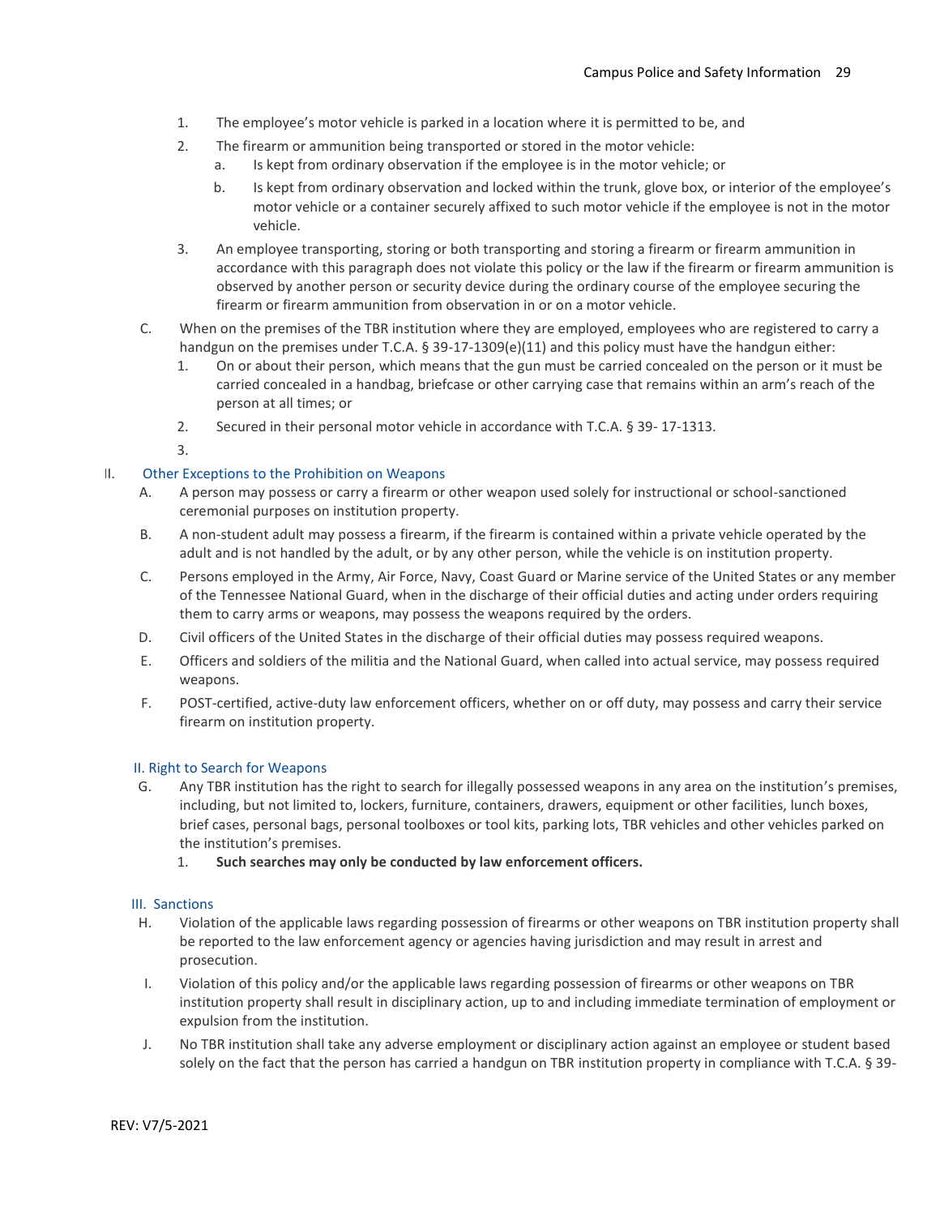1. The employee's motor vehicle is parked in a location where it is permitted to be, and
2. The firearm or ammunition being transported or stored in the motor vehicle:
   a. Is kept from ordinary observation if the employee is in the motor vehicle; or
   b. Is kept from ordinary observation and locked within the trunk, glove box, or interior of the employee's motor vehicle or a container securely affixed to such motor vehicle if the employee is not in the motor vehicle.
3. An employee transporting, storing or both transporting and storing a firearm or firearm ammunition in accordance with this paragraph does not violate this policy or the law if the firearm or firearm ammunition is observed by another person or security device during the ordinary course of the employee securing the firearm or firearm ammunition from observation in or on a motor vehicle.

C. When on the premises of the TBR institution where they are employed, employees who are registered to carry a handgun on the premises under T.C.A. § 39-17-1309(e)(11) and this policy must have the handgun either:
   1. On or about their person, which means that the gun must be carried concealed on the person or it must be carried concealed in a handbag, briefcase or other carrying case that remains within an arm's reach of the person at all times; or
   2. Secured in their personal motor vehicle in accordance with T.C.A. § 39- 17-1313.
   3.

## II. Other Exceptions to the Prohibition on Weapons

A. A person may possess or carry a firearm or other weapon used solely for instructional or school-sanctioned ceremonial purposes on institution property.

B. A non-student adult may possess a firearm, if the firearm is contained within a private vehicle operated by the adult and is not handled by the adult, or by any other person, while the vehicle is on institution property.

C. Persons employed in the Army, Air Force, Navy, Coast Guard or Marine service of the United States or any member of the Tennessee National Guard, when in the discharge of their official duties and acting under orders requiring them to carry arms or weapons, may possess the weapons required by the orders.

D. Civil officers of the United States in the discharge of their official duties may possess required weapons.

E. Officers and soldiers of the militia and the National Guard, when called into actual service, may possess required weapons.

F. POST-certified, active-duty law enforcement officers, whether on or off duty, may possess and carry their service firearm on institution property.

## II. Right to Search for Weapons

G. Any TBR institution has the right to search for illegally possessed weapons in any area on the institution's premises, including, but not limited to, lockers, furniture, containers, drawers, equipment or other facilities, lunch boxes, brief cases, personal bags, personal toolboxes or tool kits, parking lots, TBR vehicles and other vehicles parked on the institution's premises.
   1. **Such searches may only be conducted by law enforcement officers.**

## III. Sanctions

H. Violation of the applicable laws regarding possession of firearms or other weapons on TBR institution property shall be reported to the law enforcement agency or agencies having jurisdiction and may result in arrest and prosecution.

I. Violation of this policy and/or the applicable laws regarding possession of firearms or other weapons on TBR institution property shall result in disciplinary action, up to and including immediate termination of employment or expulsion from the institution.

J. No TBR institution shall take any adverse employment or disciplinary action against an employee or student based solely on the fact that the person has carried a handgun on TBR institution property in compliance with T.C.A. § 39-

REV: V7/5-2021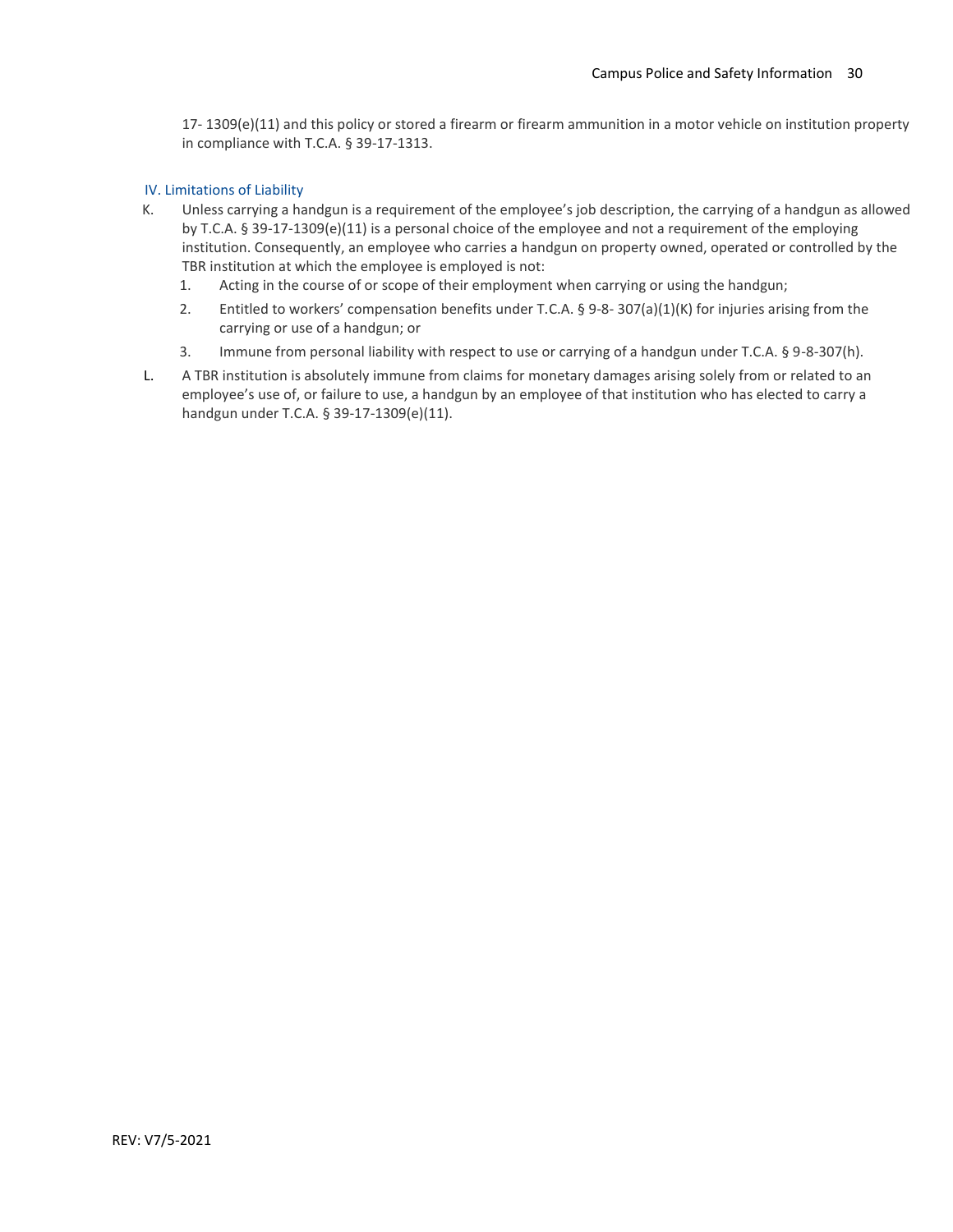17- 1309(e)(11) and this policy or stored a firearm or firearm ammunition in a motor vehicle on institution property in compliance with T.C.A. § 39-17-1313.

### IV. Limitations of Liability

K. Unless carrying a handgun is a requirement of the employee's job description, the carrying of a handgun as allowed by T.C.A. § 39-17-1309(e)(11) is a personal choice of the employee and not a requirement of the employing institution. Consequently, an employee who carries a handgun on property owned, operated or controlled by the TBR institution at which the employee is employed is not:

1. Acting in the course of or scope of their employment when carrying or using the handgun;
2. Entitled to workers' compensation benefits under T.C.A. § 9-8- 307(a)(1)(K) for injuries arising from the carrying or use of a handgun; or
3. Immune from personal liability with respect to use or carrying of a handgun under T.C.A. § 9-8-307(h).

L. A TBR institution is absolutely immune from claims for monetary damages arising solely from or related to an employee's use of, or failure to use, a handgun by an employee of that institution who has elected to carry a handgun under T.C.A. § 39-17-1309(e)(11).

REV: V7/5-2021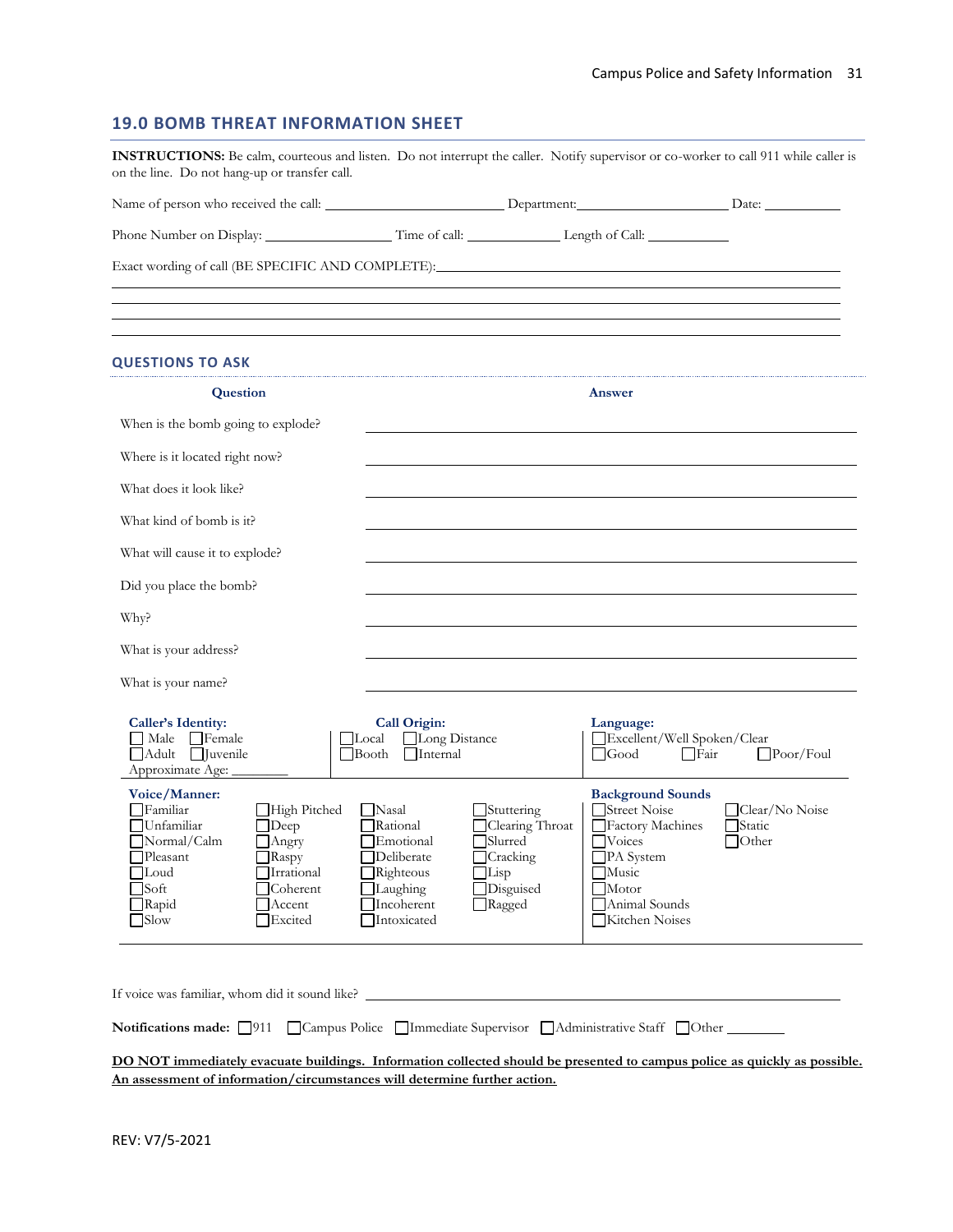## 19.0 BOMB THREAT INFORMATION SHEET

**INSTRUCTIONS:** Be calm, courteous and listen. Do not interrupt the caller. Notify supervisor or co-worker to call 911 while caller is on the line. Do not hang-up or transfer call.

Name of person who received the call: ______________________ Department: ____________________ Date: __________

Phone Number on Display: ________________ Time of call: ____________ Length of Call: ___________

Exact wording of call (BE SPECIFIC AND COMPLETE): ________________________________________________

________________________________________________________________________________

________________________________________________________________________________

________________________________________________________________________________

________________________________________________________________________________

### QUESTIONS TO ASK

| Question | Answer |
|---|---|
| When is the bomb going to explode? | |
| Where is it located right now? | |
| What does it look like? | |
| What kind of bomb is it? | |
| What will cause it to explode? | |
| Did you place the bomb? | |
| Why? | |
| What is your address? | |
| What is your name? | |

**Caller's Identity:**
- ☐ Male ☐ Female
- ☐ Adult ☐ Juvenile
- Approximate Age: ________

**Call Origin:**
- ☐ Local ☐ Long Distance
- ☐ Booth ☐ Internal

**Language:**
- ☐ Excellent/Well Spoken/Clear
- ☐ Good ☐ Fair ☐ Poor/Foul

**Voice/Manner:**

| | | | |
|---|---|---|---|
| ☐ Familiar | ☐ High Pitched | ☐ Nasal | ☐ Stuttering |
| ☐ Unfamiliar | ☐ Deep | ☐ Rational | ☐ Clearing Throat |
| ☐ Normal/Calm | ☐ Angry | ☐ Emotional | ☐ Slurred |
| ☐ Pleasant | ☐ Raspy | ☐ Deliberate | ☐ Cracking |
| ☐ Loud | ☐ Irrational | ☐ Righteous | ☐ Lisp |
| ☐ Soft | ☐ Coherent | ☐ Laughing | ☐ Disguised |
| ☐ Rapid | ☐ Accent | ☐ Incoherent | ☐ Ragged |
| ☐ Slow | ☐ Excited | ☐ Intoxicated | |

**Background Sounds**

| | |
|---|---|
| ☐ Street Noise | ☐ Clear/No Noise |
| ☐ Factory Machines | ☐ Static |
| ☐ Voices | ☐ Other |
| ☐ PA System | |
| ☐ Music | |
| ☐ Motor | |
| ☐ Animal Sounds | |
| ☐ Kitchen Noises | |

If voice was familiar, whom did it sound like? ____________________________________________

**Notifications made:** ☐ 911 ☐ Campus Police ☐ Immediate Supervisor ☐ Administrative Staff ☐ Other ________

**DO NOT immediately evacuate buildings. Information collected should be presented to campus police as quickly as possible. An assessment of information/circumstances will determine further action.**

REV: V7/5-2021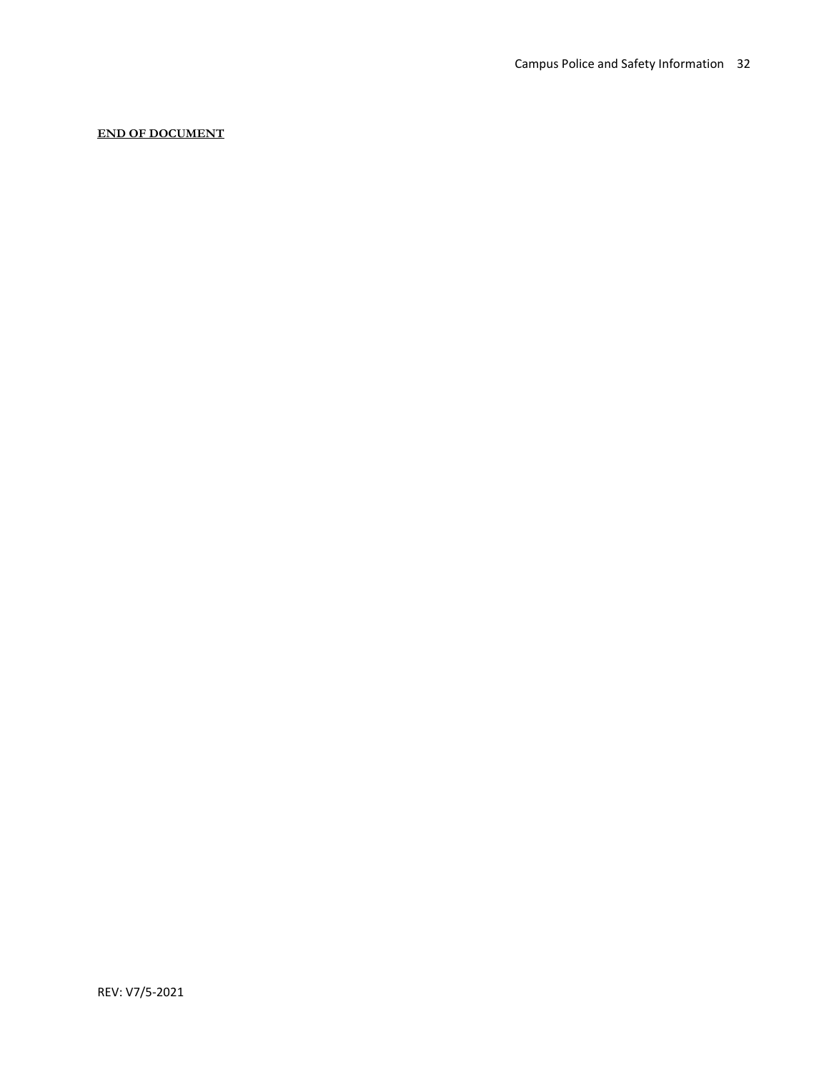**<u>END OF DOCUMENT</u>**